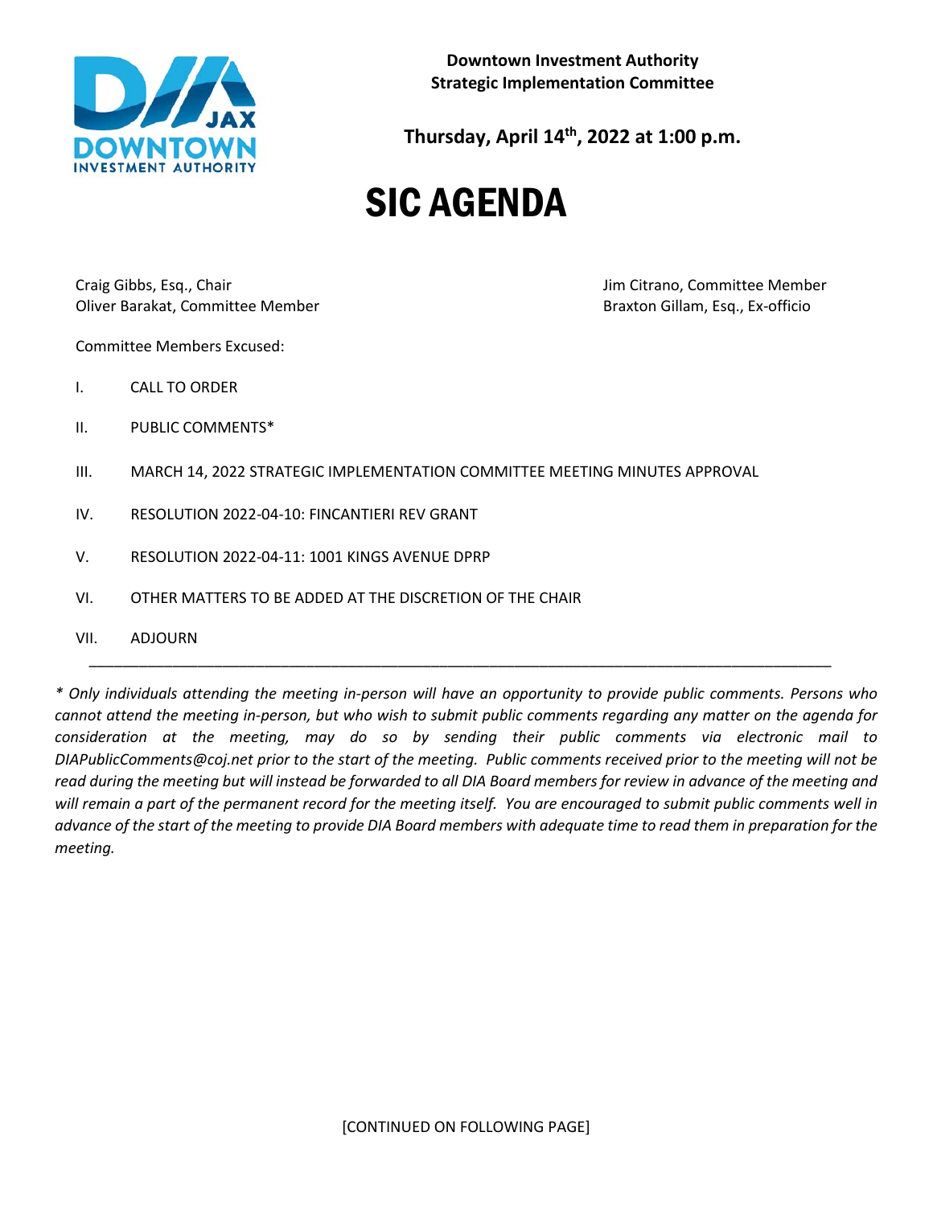**Downtown Investment Authority**
**Strategic Implementation Committee**

**Thursday, April 14th, 2022 at 1:00 p.m.**

# SIC AGENDA

Craig Gibbs, Esq., Chair
Oliver Barakat, Committee Member
Jim Citrano, Committee Member
Braxton Gillam, Esq., Ex-officio

Committee Members Excused:

I. CALL TO ORDER

II. PUBLIC COMMENTS*

III. MARCH 14, 2022 STRATEGIC IMPLEMENTATION COMMITTEE MEETING MINUTES APPROVAL

IV. RESOLUTION 2022-04-10: FINCANTIERI REV GRANT

V. RESOLUTION 2022-04-11: 1001 KINGS AVENUE DPRP

VI. OTHER MATTERS TO BE ADDED AT THE DISCRETION OF THE CHAIR

VII. ADJOURN

---

*\* Only individuals attending the meeting in-person will have an opportunity to provide public comments. Persons who cannot attend the meeting in-person, but who wish to submit public comments regarding any matter on the agenda for consideration at the meeting, may do so by sending their public comments via electronic mail to DIAPublicComments@coj.net prior to the start of the meeting. Public comments received prior to the meeting will not be read during the meeting but will instead be forwarded to all DIA Board members for review in advance of the meeting and will remain a part of the permanent record for the meeting itself. You are encouraged to submit public comments well in advance of the start of the meeting to provide DIA Board members with adequate time to read them in preparation for the meeting.*

[CONTINUED ON FOLLOWING PAGE]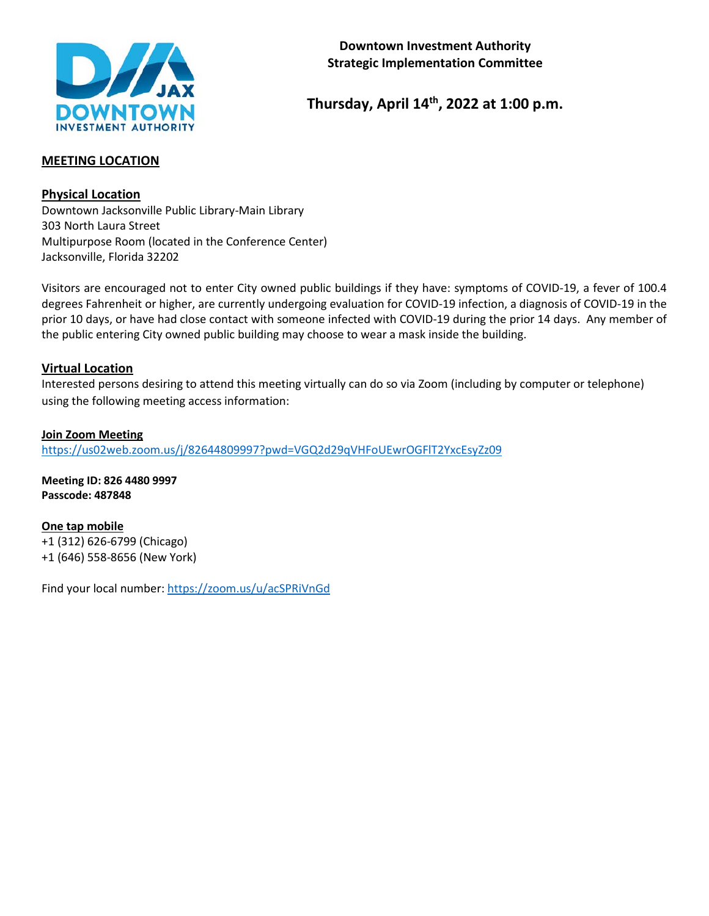**Downtown Investment Authority**
**Strategic Implementation Committee**

**Thursday, April 14th, 2022 at 1:00 p.m.**

## MEETING LOCATION

### Physical Location

Downtown Jacksonville Public Library-Main Library
303 North Laura Street
Multipurpose Room (located in the Conference Center)
Jacksonville, Florida 32202

Visitors are encouraged not to enter City owned public buildings if they have: symptoms of COVID-19, a fever of 100.4 degrees Fahrenheit or higher, are currently undergoing evaluation for COVID-19 infection, a diagnosis of COVID-19 in the prior 10 days, or have had close contact with someone infected with COVID-19 during the prior 14 days. Any member of the public entering City owned public building may choose to wear a mask inside the building.

### Virtual Location

Interested persons desiring to attend this meeting virtually can do so via Zoom (including by computer or telephone) using the following meeting access information:

**Join Zoom Meeting**
https://us02web.zoom.us/j/82644809997?pwd=VGQ2d29qVHFoUEwrOGFlT2YxcEsyZz09

**Meeting ID: 826 4480 9997**
**Passcode: 487848**

**One tap mobile**
+1 (312) 626-6799 (Chicago)
+1 (646) 558-8656 (New York)

Find your local number: https://zoom.us/u/acSPRiVnGd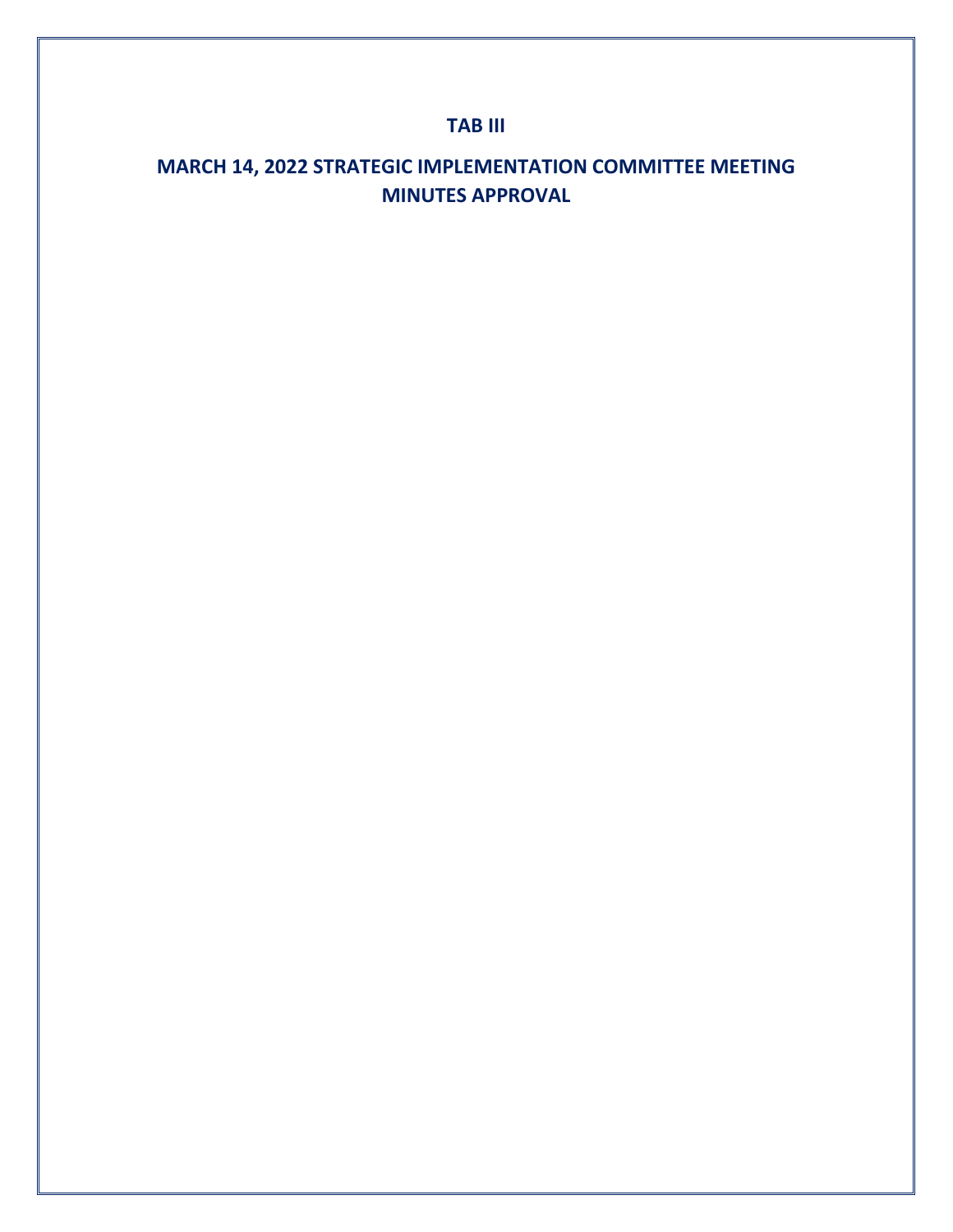# TAB III

## MARCH 14, 2022 STRATEGIC IMPLEMENTATION COMMITTEE MEETING MINUTES APPROVAL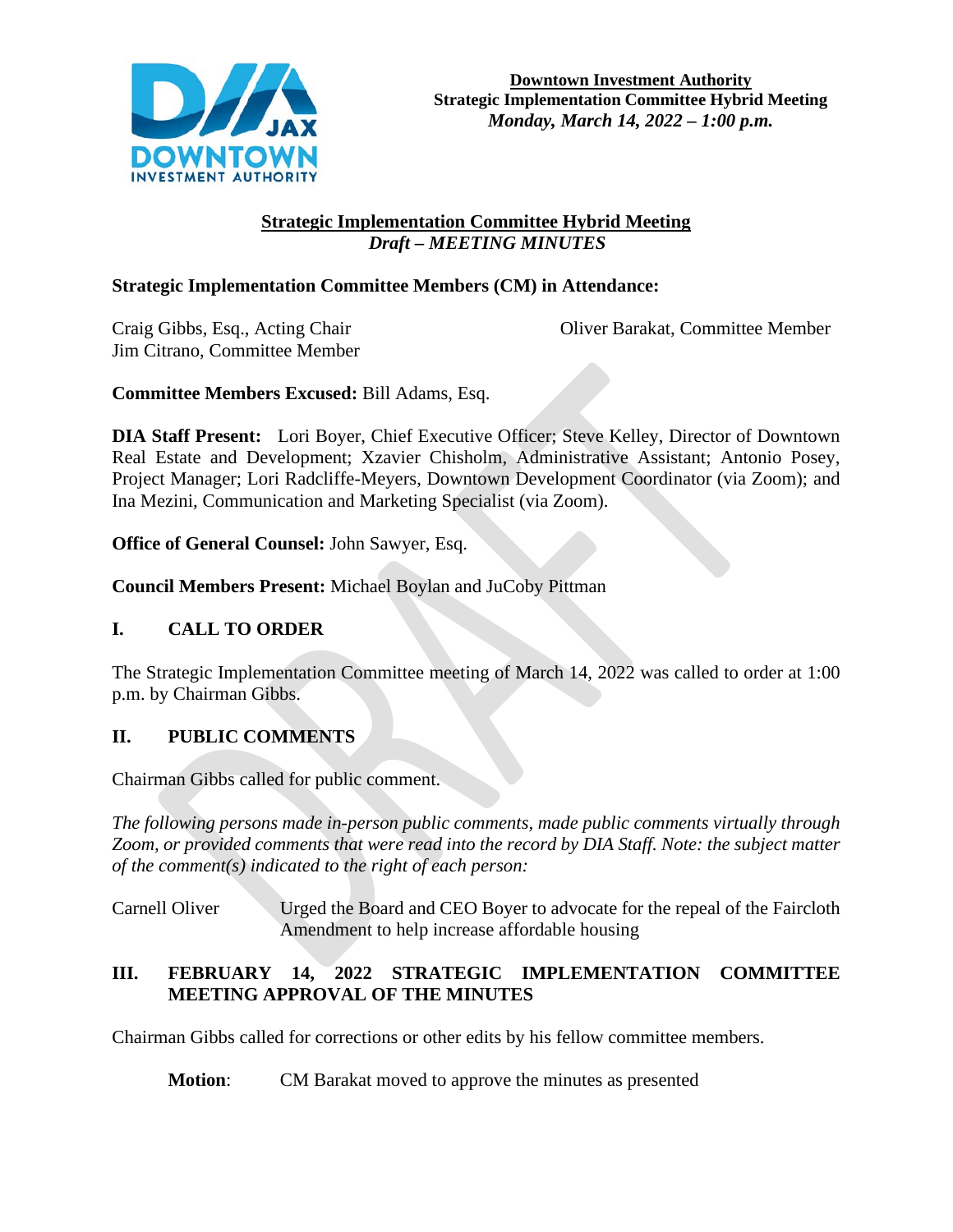**Downtown Investment Authority**
**Strategic Implementation Committee Hybrid Meeting**
***Monday, March 14, 2022 – 1:00 p.m.***

## Strategic Implementation Committee Hybrid Meeting
***Draft – MEETING MINUTES***

**Strategic Implementation Committee Members (CM) in Attendance:**

Craig Gibbs, Esq., Acting Chair
Jim Citrano, Committee Member
Oliver Barakat, Committee Member

**Committee Members Excused:** Bill Adams, Esq.

**DIA Staff Present:** Lori Boyer, Chief Executive Officer; Steve Kelley, Director of Downtown Real Estate and Development; Xzavier Chisholm, Administrative Assistant; Antonio Posey, Project Manager; Lori Radcliffe-Meyers, Downtown Development Coordinator (via Zoom); and Ina Mezini, Communication and Marketing Specialist (via Zoom).

**Office of General Counsel:** John Sawyer, Esq.

**Council Members Present:** Michael Boylan and JuCoby Pittman

## I. CALL TO ORDER

The Strategic Implementation Committee meeting of March 14, 2022 was called to order at 1:00 p.m. by Chairman Gibbs.

## II. PUBLIC COMMENTS

Chairman Gibbs called for public comment.

*The following persons made in-person public comments, made public comments virtually through Zoom, or provided comments that were read into the record by DIA Staff. Note: the subject matter of the comment(s) indicated to the right of each person:*

Carnell Oliver — Urged the Board and CEO Boyer to advocate for the repeal of the Faircloth Amendment to help increase affordable housing

## III. FEBRUARY 14, 2022 STRATEGIC IMPLEMENTATION COMMITTEE MEETING APPROVAL OF THE MINUTES

Chairman Gibbs called for corrections or other edits by his fellow committee members.

**Motion**: CM Barakat moved to approve the minutes as presented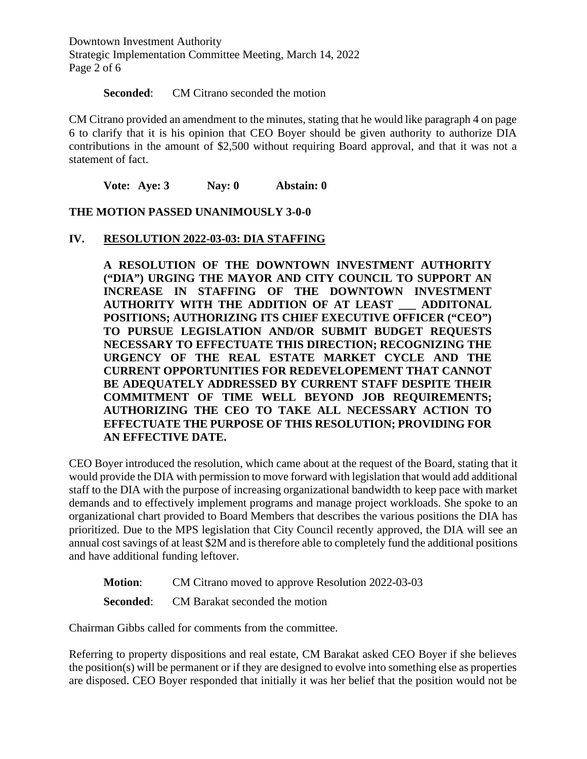**Seconded**: CM Citrano seconded the motion

CM Citrano provided an amendment to the minutes, stating that he would like paragraph 4 on page 6 to clarify that it is his opinion that CEO Boyer should be given authority to authorize DIA contributions in the amount of $2,500 without requiring Board approval, and that it was not a statement of fact.

**Vote: Aye: 3 Nay: 0 Abstain: 0**

**THE MOTION PASSED UNANIMOUSLY 3-0-0**

## IV. RESOLUTION 2022-03-03: DIA STAFFING

**A RESOLUTION OF THE DOWNTOWN INVESTMENT AUTHORITY ("DIA") URGING THE MAYOR AND CITY COUNCIL TO SUPPORT AN INCREASE IN STAFFING OF THE DOWNTOWN INVESTMENT AUTHORITY WITH THE ADDITION OF AT LEAST ___ ADDITONAL POSITIONS; AUTHORIZING ITS CHIEF EXECUTIVE OFFICER ("CEO") TO PURSUE LEGISLATION AND/OR SUBMIT BUDGET REQUESTS NECESSARY TO EFFECTUATE THIS DIRECTION; RECOGNIZING THE URGENCY OF THE REAL ESTATE MARKET CYCLE AND THE CURRENT OPPORTUNITIES FOR REDEVELOPEMENT THAT CANNOT BE ADEQUATELY ADDRESSED BY CURRENT STAFF DESPITE THEIR COMMITMENT OF TIME WELL BEYOND JOB REQUIREMENTS; AUTHORIZING THE CEO TO TAKE ALL NECESSARY ACTION TO EFFECTUATE THE PURPOSE OF THIS RESOLUTION; PROVIDING FOR AN EFFECTIVE DATE.**

CEO Boyer introduced the resolution, which came about at the request of the Board, stating that it would provide the DIA with permission to move forward with legislation that would add additional staff to the DIA with the purpose of increasing organizational bandwidth to keep pace with market demands and to effectively implement programs and manage project workloads. She spoke to an organizational chart provided to Board Members that describes the various positions the DIA has prioritized. Due to the MPS legislation that City Council recently approved, the DIA will see an annual cost savings of at least $2M and is therefore able to completely fund the additional positions and have additional funding leftover.

**Motion**: CM Citrano moved to approve Resolution 2022-03-03

**Seconded**: CM Barakat seconded the motion

Chairman Gibbs called for comments from the committee.

Referring to property dispositions and real estate, CM Barakat asked CEO Boyer if she believes the position(s) will be permanent or if they are designed to evolve into something else as properties are disposed. CEO Boyer responded that initially it was her belief that the position would not be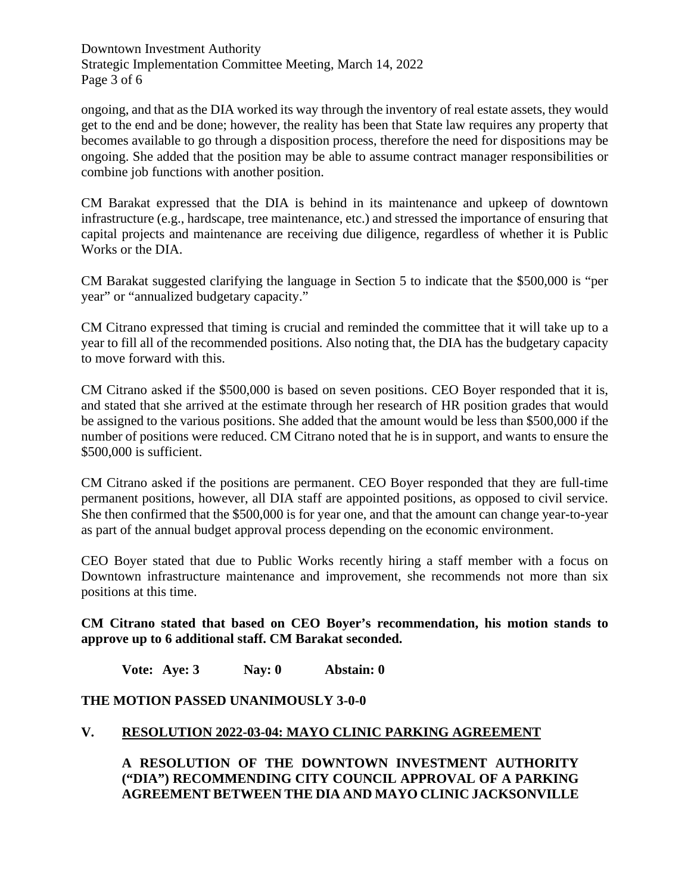ongoing, and that as the DIA worked its way through the inventory of real estate assets, they would get to the end and be done; however, the reality has been that State law requires any property that becomes available to go through a disposition process, therefore the need for dispositions may be ongoing. She added that the position may be able to assume contract manager responsibilities or combine job functions with another position.

CM Barakat expressed that the DIA is behind in its maintenance and upkeep of downtown infrastructure (e.g., hardscape, tree maintenance, etc.) and stressed the importance of ensuring that capital projects and maintenance are receiving due diligence, regardless of whether it is Public Works or the DIA.

CM Barakat suggested clarifying the language in Section 5 to indicate that the $500,000 is "per year" or "annualized budgetary capacity."

CM Citrano expressed that timing is crucial and reminded the committee that it will take up to a year to fill all of the recommended positions. Also noting that, the DIA has the budgetary capacity to move forward with this.

CM Citrano asked if the $500,000 is based on seven positions. CEO Boyer responded that it is, and stated that she arrived at the estimate through her research of HR position grades that would be assigned to the various positions. She added that the amount would be less than $500,000 if the number of positions were reduced. CM Citrano noted that he is in support, and wants to ensure the $500,000 is sufficient.

CM Citrano asked if the positions are permanent. CEO Boyer responded that they are full-time permanent positions, however, all DIA staff are appointed positions, as opposed to civil service. She then confirmed that the $500,000 is for year one, and that the amount can change year-to-year as part of the annual budget approval process depending on the economic environment.

CEO Boyer stated that due to Public Works recently hiring a staff member with a focus on Downtown infrastructure maintenance and improvement, she recommends not more than six positions at this time.

**CM Citrano stated that based on CEO Boyer's recommendation, his motion stands to approve up to 6 additional staff. CM Barakat seconded.**

**Vote: Aye: 3 Nay: 0 Abstain: 0**

**THE MOTION PASSED UNANIMOUSLY 3-0-0**

## V. RESOLUTION 2022-03-04: MAYO CLINIC PARKING AGREEMENT

**A RESOLUTION OF THE DOWNTOWN INVESTMENT AUTHORITY ("DIA") RECOMMENDING CITY COUNCIL APPROVAL OF A PARKING AGREEMENT BETWEEN THE DIA AND MAYO CLINIC JACKSONVILLE**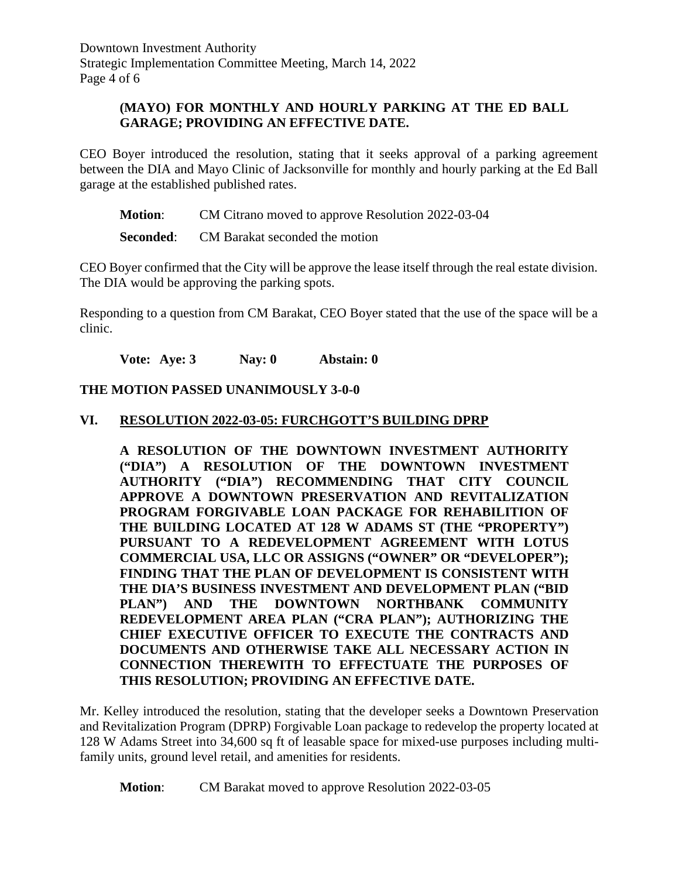**(MAYO) FOR MONTHLY AND HOURLY PARKING AT THE ED BALL GARAGE; PROVIDING AN EFFECTIVE DATE.**

CEO Boyer introduced the resolution, stating that it seeks approval of a parking agreement between the DIA and Mayo Clinic of Jacksonville for monthly and hourly parking at the Ed Ball garage at the established published rates.

**Motion**: CM Citrano moved to approve Resolution 2022-03-04

**Seconded**: CM Barakat seconded the motion

CEO Boyer confirmed that the City will be approve the lease itself through the real estate division. The DIA would be approving the parking spots.

Responding to a question from CM Barakat, CEO Boyer stated that the use of the space will be a clinic.

**Vote: Aye: 3 Nay: 0 Abstain: 0**

**THE MOTION PASSED UNANIMOUSLY 3-0-0**

## VI. RESOLUTION 2022-03-05: FURCHGOTT'S BUILDING DPRP

**A RESOLUTION OF THE DOWNTOWN INVESTMENT AUTHORITY ("DIA") A RESOLUTION OF THE DOWNTOWN INVESTMENT AUTHORITY ("DIA") RECOMMENDING THAT CITY COUNCIL APPROVE A DOWNTOWN PRESERVATION AND REVITALIZATION PROGRAM FORGIVABLE LOAN PACKAGE FOR REHABILITION OF THE BUILDING LOCATED AT 128 W ADAMS ST (THE "PROPERTY") PURSUANT TO A REDEVELOPMENT AGREEMENT WITH LOTUS COMMERCIAL USA, LLC OR ASSIGNS ("OWNER" OR "DEVELOPER"); FINDING THAT THE PLAN OF DEVELOPMENT IS CONSISTENT WITH THE DIA'S BUSINESS INVESTMENT AND DEVELOPMENT PLAN ("BID PLAN") AND THE DOWNTOWN NORTHBANK COMMUNITY REDEVELOPMENT AREA PLAN ("CRA PLAN"); AUTHORIZING THE CHIEF EXECUTIVE OFFICER TO EXECUTE THE CONTRACTS AND DOCUMENTS AND OTHERWISE TAKE ALL NECESSARY ACTION IN CONNECTION THEREWITH TO EFFECTUATE THE PURPOSES OF THIS RESOLUTION; PROVIDING AN EFFECTIVE DATE.**

Mr. Kelley introduced the resolution, stating that the developer seeks a Downtown Preservation and Revitalization Program (DPRP) Forgivable Loan package to redevelop the property located at 128 W Adams Street into 34,600 sq ft of leasable space for mixed-use purposes including multi-family units, ground level retail, and amenities for residents.

**Motion**: CM Barakat moved to approve Resolution 2022-03-05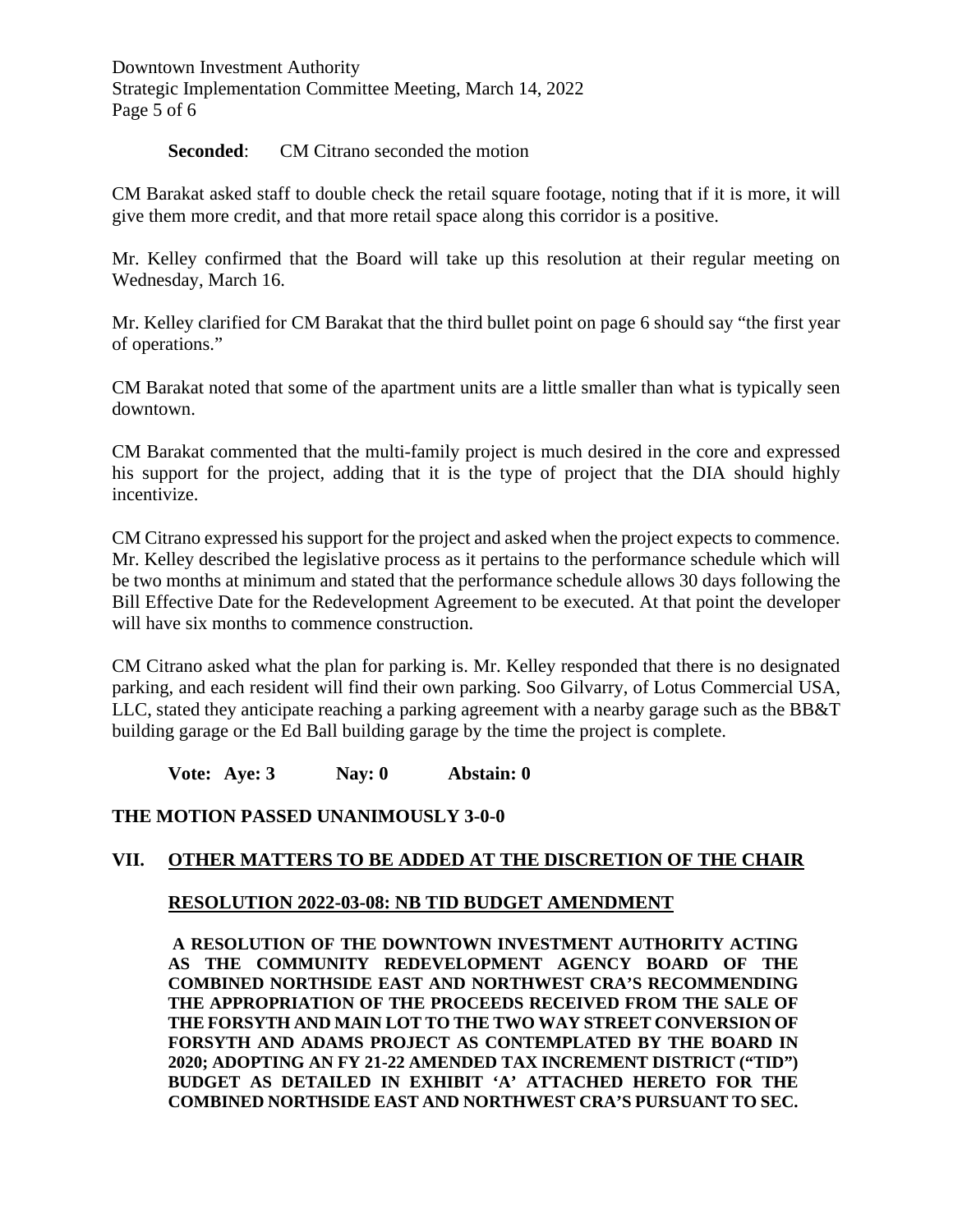**Seconded**: CM Citrano seconded the motion

CM Barakat asked staff to double check the retail square footage, noting that if it is more, it will give them more credit, and that more retail space along this corridor is a positive.

Mr. Kelley confirmed that the Board will take up this resolution at their regular meeting on Wednesday, March 16.

Mr. Kelley clarified for CM Barakat that the third bullet point on page 6 should say "the first year of operations."

CM Barakat noted that some of the apartment units are a little smaller than what is typically seen downtown.

CM Barakat commented that the multi-family project is much desired in the core and expressed his support for the project, adding that it is the type of project that the DIA should highly incentivize.

CM Citrano expressed his support for the project and asked when the project expects to commence. Mr. Kelley described the legislative process as it pertains to the performance schedule which will be two months at minimum and stated that the performance schedule allows 30 days following the Bill Effective Date for the Redevelopment Agreement to be executed. At that point the developer will have six months to commence construction.

CM Citrano asked what the plan for parking is. Mr. Kelley responded that there is no designated parking, and each resident will find their own parking. Soo Gilvarry, of Lotus Commercial USA, LLC, stated they anticipate reaching a parking agreement with a nearby garage such as the BB&T building garage or the Ed Ball building garage by the time the project is complete.

**Vote: Aye: 3 Nay: 0 Abstain: 0**

**THE MOTION PASSED UNANIMOUSLY 3-0-0**

## VII. OTHER MATTERS TO BE ADDED AT THE DISCRETION OF THE CHAIR

### RESOLUTION 2022-03-08: NB TID BUDGET AMENDMENT

**A RESOLUTION OF THE DOWNTOWN INVESTMENT AUTHORITY ACTING AS THE COMMUNITY REDEVELOPMENT AGENCY BOARD OF THE COMBINED NORTHSIDE EAST AND NORTHWEST CRA'S RECOMMENDING THE APPROPRIATION OF THE PROCEEDS RECEIVED FROM THE SALE OF THE FORSYTH AND MAIN LOT TO THE TWO WAY STREET CONVERSION OF FORSYTH AND ADAMS PROJECT AS CONTEMPLATED BY THE BOARD IN 2020; ADOPTING AN FY 21-22 AMENDED TAX INCREMENT DISTRICT ("TID") BUDGET AS DETAILED IN EXHIBIT 'A' ATTACHED HERETO FOR THE COMBINED NORTHSIDE EAST AND NORTHWEST CRA'S PURSUANT TO SEC.**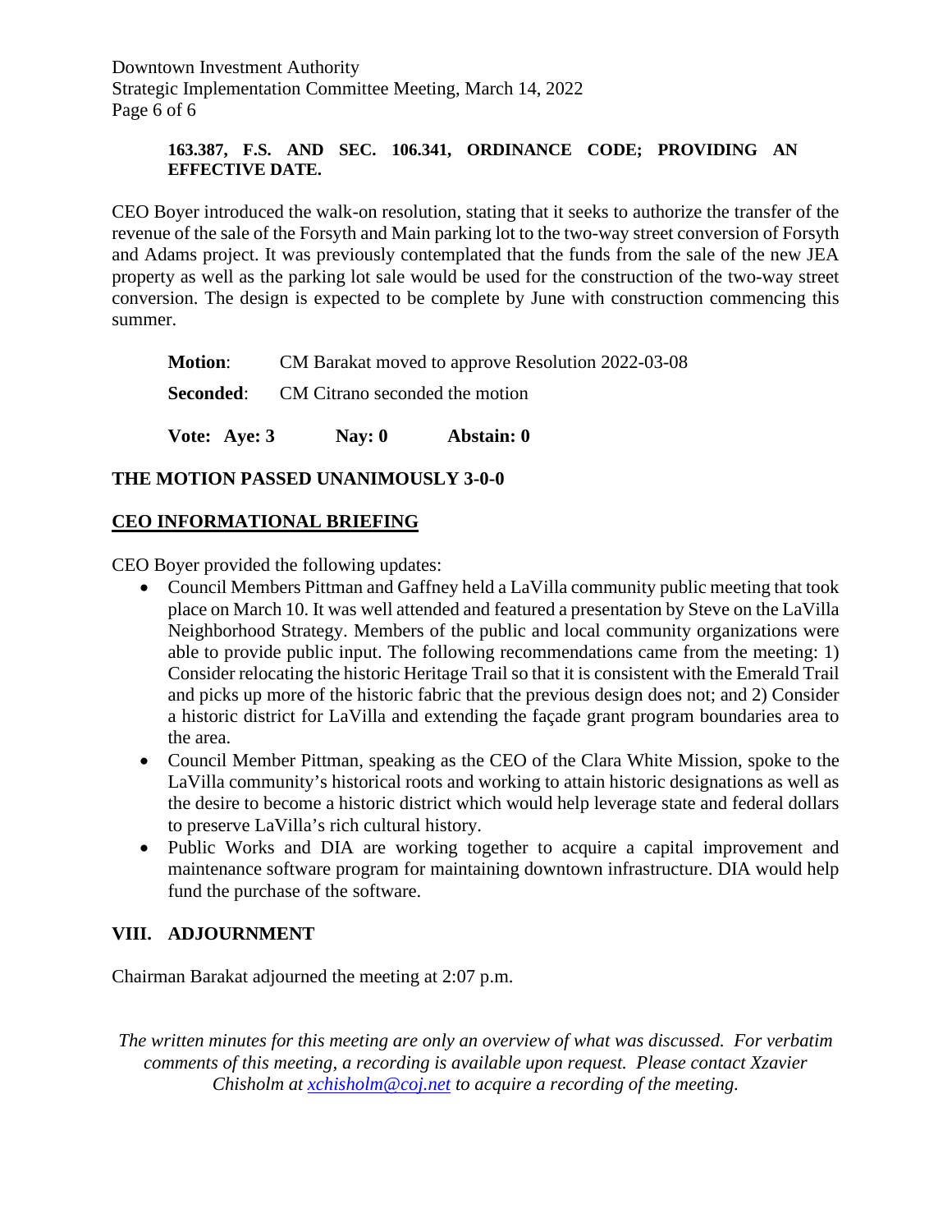**163.387, F.S. AND SEC. 106.341, ORDINANCE CODE; PROVIDING AN EFFECTIVE DATE.**

CEO Boyer introduced the walk-on resolution, stating that it seeks to authorize the transfer of the revenue of the sale of the Forsyth and Main parking lot to the two-way street conversion of Forsyth and Adams project. It was previously contemplated that the funds from the sale of the new JEA property as well as the parking lot sale would be used for the construction of the two-way street conversion. The design is expected to be complete by June with construction commencing this summer.

**Motion**: CM Barakat moved to approve Resolution 2022-03-08

**Seconded**: CM Citrano seconded the motion

**Vote: Aye: 3 Nay: 0 Abstain: 0**

**THE MOTION PASSED UNANIMOUSLY 3-0-0**

**CEO INFORMATIONAL BRIEFING**

CEO Boyer provided the following updates:

- Council Members Pittman and Gaffney held a LaVilla community public meeting that took place on March 10. It was well attended and featured a presentation by Steve on the LaVilla Neighborhood Strategy. Members of the public and local community organizations were able to provide public input. The following recommendations came from the meeting: 1) Consider relocating the historic Heritage Trail so that it is consistent with the Emerald Trail and picks up more of the historic fabric that the previous design does not; and 2) Consider a historic district for LaVilla and extending the façade grant program boundaries area to the area.
- Council Member Pittman, speaking as the CEO of the Clara White Mission, spoke to the LaVilla community's historical roots and working to attain historic designations as well as the desire to become a historic district which would help leverage state and federal dollars to preserve LaVilla's rich cultural history.
- Public Works and DIA are working together to acquire a capital improvement and maintenance software program for maintaining downtown infrastructure. DIA would help fund the purchase of the software.

## VIII. ADJOURNMENT

Chairman Barakat adjourned the meeting at 2:07 p.m.

*The written minutes for this meeting are only an overview of what was discussed. For verbatim comments of this meeting, a recording is available upon request. Please contact Xzavier Chisholm at xchisholm@coj.net to acquire a recording of the meeting.*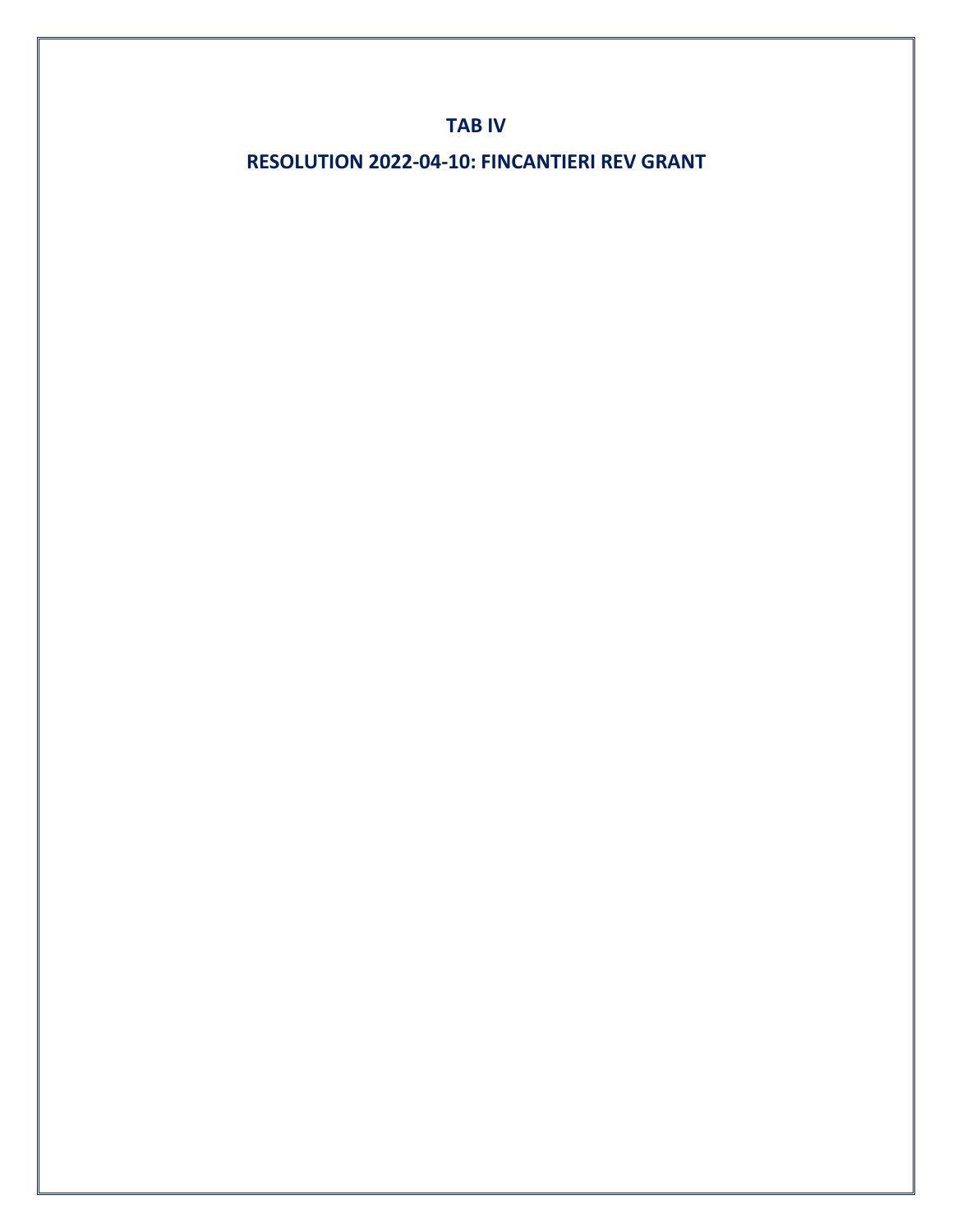# TAB IV

## RESOLUTION 2022-04-10: FINCANTIERI REV GRANT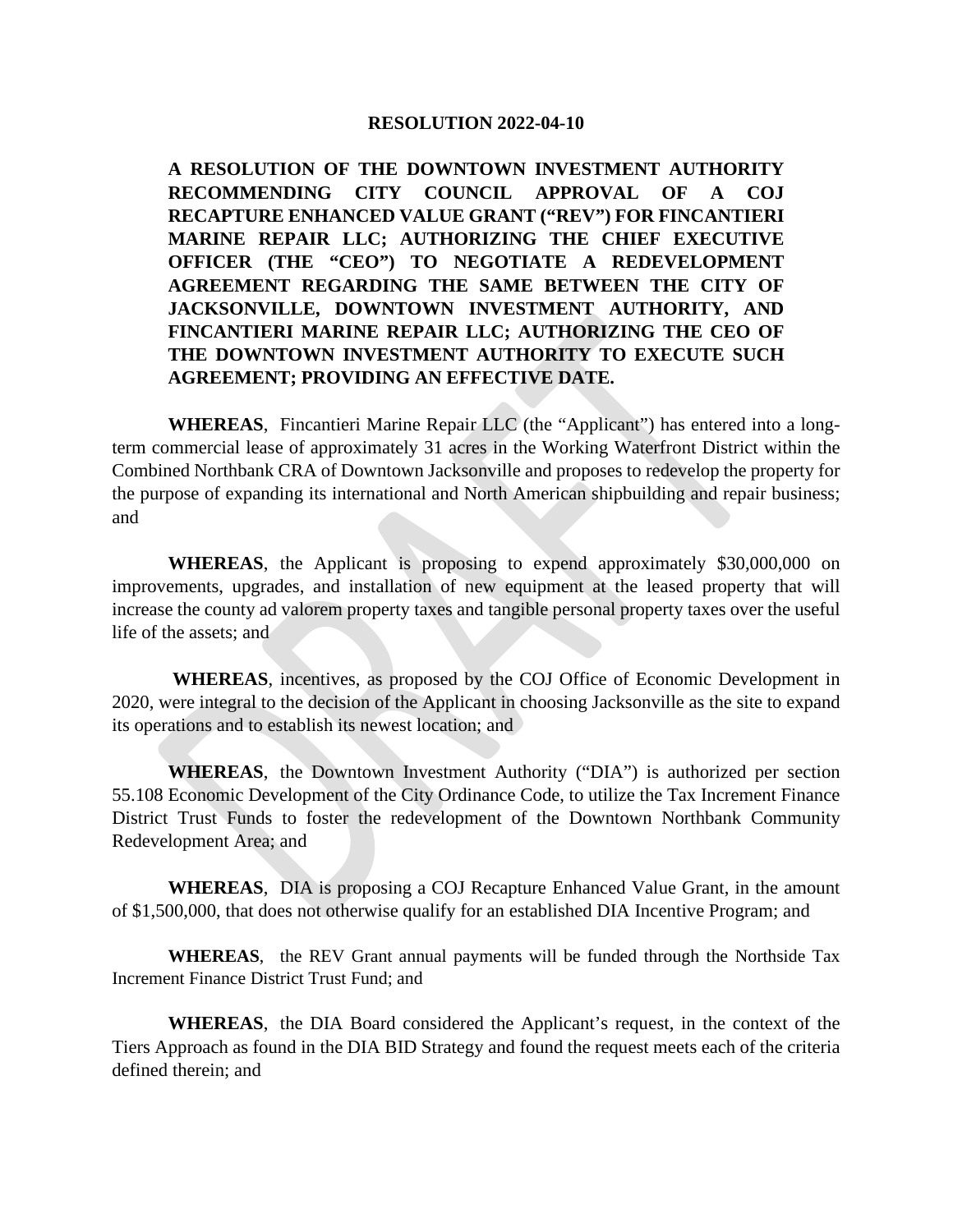**RESOLUTION 2022-04-10**

**A RESOLUTION OF THE DOWNTOWN INVESTMENT AUTHORITY RECOMMENDING CITY COUNCIL APPROVAL OF A COJ RECAPTURE ENHANCED VALUE GRANT ("REV") FOR FINCANTIERI MARINE REPAIR LLC; AUTHORIZING THE CHIEF EXECUTIVE OFFICER (THE "CEO") TO NEGOTIATE A REDEVELOPMENT AGREEMENT REGARDING THE SAME BETWEEN THE CITY OF JACKSONVILLE, DOWNTOWN INVESTMENT AUTHORITY, AND FINCANTIERI MARINE REPAIR LLC; AUTHORIZING THE CEO OF THE DOWNTOWN INVESTMENT AUTHORITY TO EXECUTE SUCH AGREEMENT; PROVIDING AN EFFECTIVE DATE.**

**WHEREAS**, Fincantieri Marine Repair LLC (the "Applicant") has entered into a long-term commercial lease of approximately 31 acres in the Working Waterfront District within the Combined Northbank CRA of Downtown Jacksonville and proposes to redevelop the property for the purpose of expanding its international and North American shipbuilding and repair business; and

**WHEREAS**, the Applicant is proposing to expend approximately $30,000,000 on improvements, upgrades, and installation of new equipment at the leased property that will increase the county ad valorem property taxes and tangible personal property taxes over the useful life of the assets; and

**WHEREAS**, incentives, as proposed by the COJ Office of Economic Development in 2020, were integral to the decision of the Applicant in choosing Jacksonville as the site to expand its operations and to establish its newest location; and

**WHEREAS**, the Downtown Investment Authority ("DIA") is authorized per section 55.108 Economic Development of the City Ordinance Code, to utilize the Tax Increment Finance District Trust Funds to foster the redevelopment of the Downtown Northbank Community Redevelopment Area; and

**WHEREAS**, DIA is proposing a COJ Recapture Enhanced Value Grant, in the amount of $1,500,000, that does not otherwise qualify for an established DIA Incentive Program; and

**WHEREAS**, the REV Grant annual payments will be funded through the Northside Tax Increment Finance District Trust Fund; and

**WHEREAS**, the DIA Board considered the Applicant's request, in the context of the Tiers Approach as found in the DIA BID Strategy and found the request meets each of the criteria defined therein; and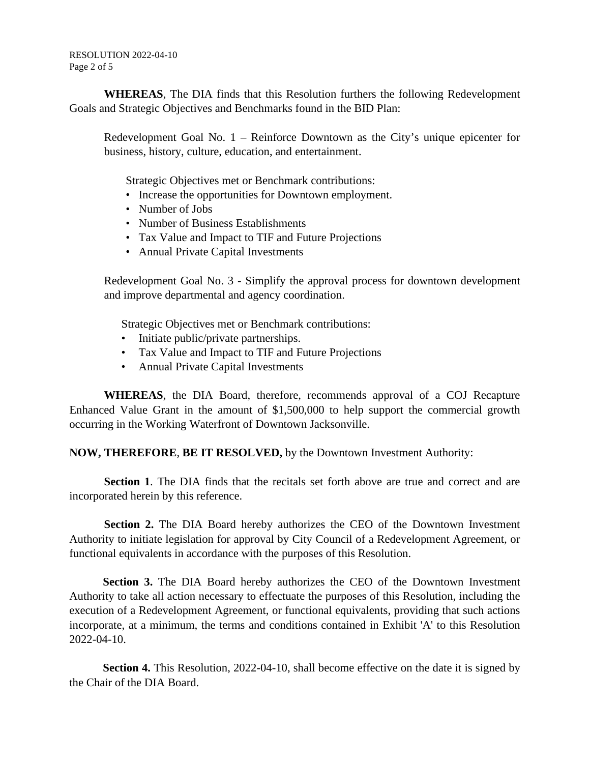**WHEREAS**, The DIA finds that this Resolution furthers the following Redevelopment Goals and Strategic Objectives and Benchmarks found in the BID Plan:

Redevelopment Goal No. 1 – Reinforce Downtown as the City's unique epicenter for business, history, culture, education, and entertainment.

Strategic Objectives met or Benchmark contributions:

- Increase the opportunities for Downtown employment.
- Number of Jobs
- Number of Business Establishments
- Tax Value and Impact to TIF and Future Projections
- Annual Private Capital Investments

Redevelopment Goal No. 3 - Simplify the approval process for downtown development and improve departmental and agency coordination.

Strategic Objectives met or Benchmark contributions:

- Initiate public/private partnerships.
- Tax Value and Impact to TIF and Future Projections
- Annual Private Capital Investments

**WHEREAS**, the DIA Board, therefore, recommends approval of a COJ Recapture Enhanced Value Grant in the amount of $1,500,000 to help support the commercial growth occurring in the Working Waterfront of Downtown Jacksonville.

**NOW, THEREFORE**, **BE IT RESOLVED,** by the Downtown Investment Authority:

**Section 1**. The DIA finds that the recitals set forth above are true and correct and are incorporated herein by this reference.

**Section 2.** The DIA Board hereby authorizes the CEO of the Downtown Investment Authority to initiate legislation for approval by City Council of a Redevelopment Agreement, or functional equivalents in accordance with the purposes of this Resolution.

**Section 3.** The DIA Board hereby authorizes the CEO of the Downtown Investment Authority to take all action necessary to effectuate the purposes of this Resolution, including the execution of a Redevelopment Agreement, or functional equivalents, providing that such actions incorporate, at a minimum, the terms and conditions contained in Exhibit 'A' to this Resolution 2022-04-10.

**Section 4.** This Resolution, 2022-04-10, shall become effective on the date it is signed by the Chair of the DIA Board.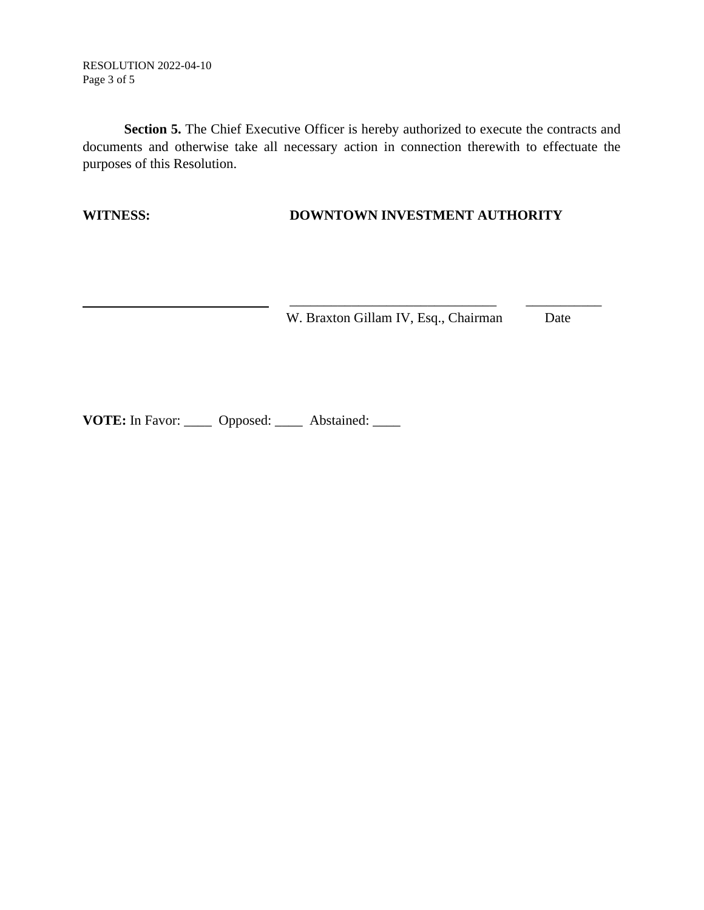**Section 5.** The Chief Executive Officer is hereby authorized to execute the contracts and documents and otherwise take all necessary action in connection therewith to effectuate the purposes of this Resolution.

**WITNESS:** **DOWNTOWN INVESTMENT AUTHORITY**

\_\_\_\_\_\_\_\_\_\_\_\_\_\_\_\_\_\_\_\_\_\_\_\_\_\_\_\_\_\_ \_\_\_\_\_\_\_\_\_\_\_\_\_\_\_\_\_\_\_\_\_\_\_\_\_\_\_\_\_\_ \_\_\_\_\_\_\_\_\_\_\_

W. Braxton Gillam IV, Esq., Chairman Date

**VOTE:** In Favor: \_\_\_\_ Opposed: \_\_\_\_ Abstained: \_\_\_\_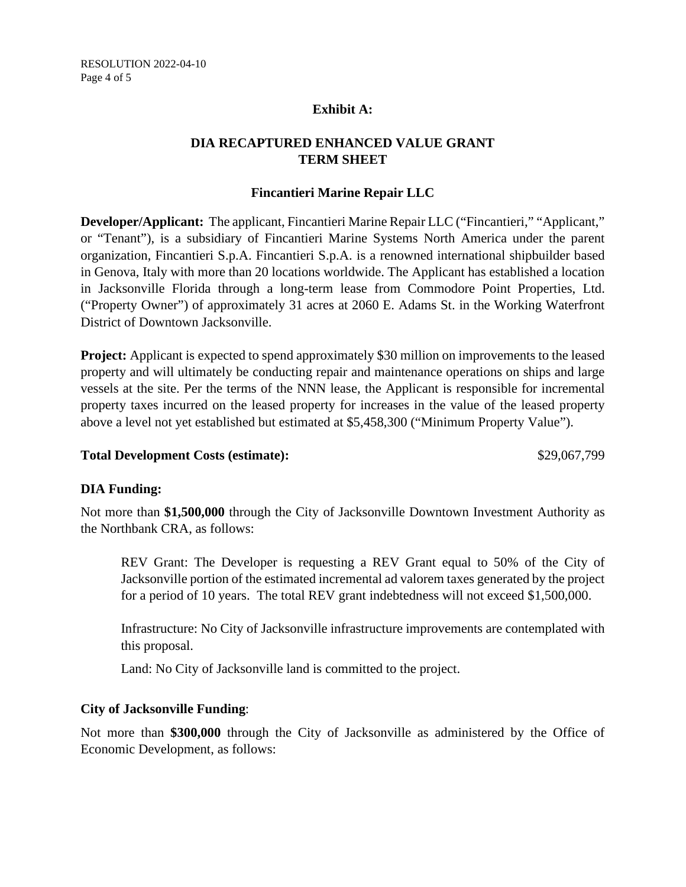## Exhibit A:

## DIA RECAPTURED ENHANCED VALUE GRANT TERM SHEET

### Fincantieri Marine Repair LLC

**Developer/Applicant:** The applicant, Fincantieri Marine Repair LLC ("Fincantieri," "Applicant," or "Tenant"), is a subsidiary of Fincantieri Marine Systems North America under the parent organization, Fincantieri S.p.A. Fincantieri S.p.A. is a renowned international shipbuilder based in Genova, Italy with more than 20 locations worldwide. The Applicant has established a location in Jacksonville Florida through a long-term lease from Commodore Point Properties, Ltd. ("Property Owner") of approximately 31 acres at 2060 E. Adams St. in the Working Waterfront District of Downtown Jacksonville.

**Project:** Applicant is expected to spend approximately $30 million on improvements to the leased property and will ultimately be conducting repair and maintenance operations on ships and large vessels at the site. Per the terms of the NNN lease, the Applicant is responsible for incremental property taxes incurred on the leased property for increases in the value of the leased property above a level not yet established but estimated at $5,458,300 ("Minimum Property Value").

**Total Development Costs (estimate):** $29,067,799

**DIA Funding:**

Not more than **$1,500,000** through the City of Jacksonville Downtown Investment Authority as the Northbank CRA, as follows:

> REV Grant: The Developer is requesting a REV Grant equal to 50% of the City of Jacksonville portion of the estimated incremental ad valorem taxes generated by the project for a period of 10 years. The total REV grant indebtedness will not exceed $1,500,000.
>
> Infrastructure: No City of Jacksonville infrastructure improvements are contemplated with this proposal.
>
> Land: No City of Jacksonville land is committed to the project.

**City of Jacksonville Funding**:

Not more than **$300,000** through the City of Jacksonville as administered by the Office of Economic Development, as follows: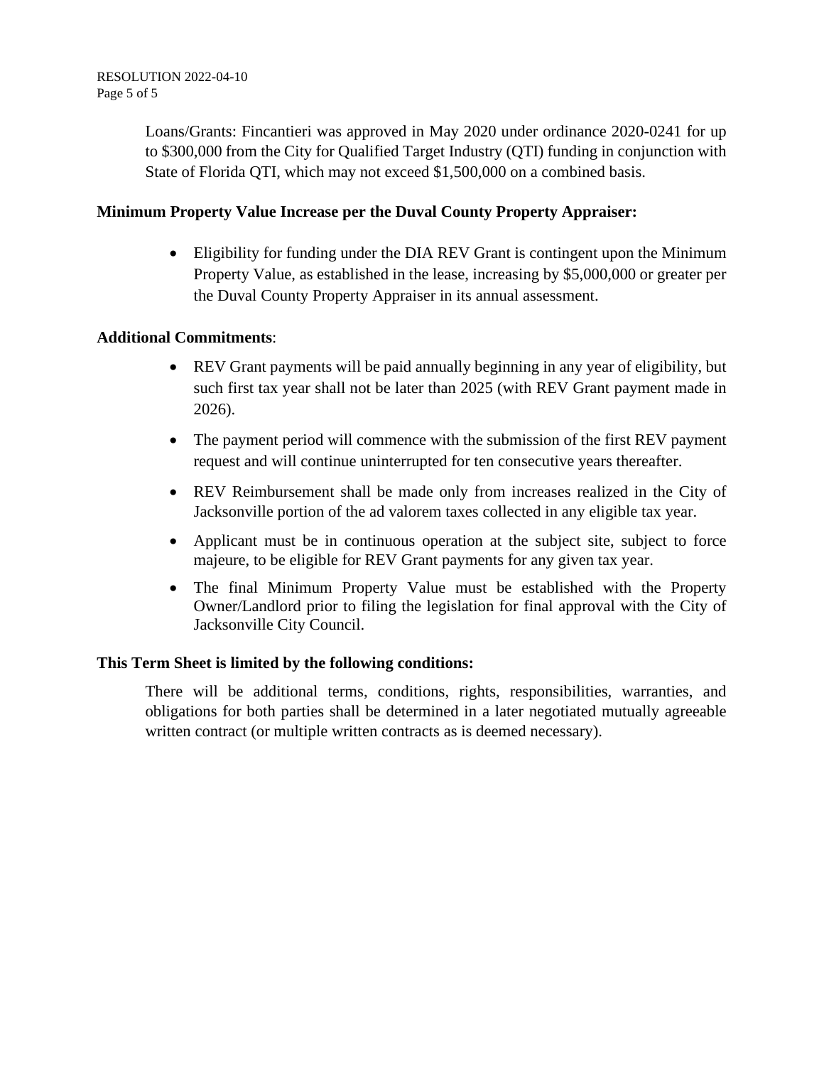Loans/Grants: Fincantieri was approved in May 2020 under ordinance 2020-0241 for up to $300,000 from the City for Qualified Target Industry (QTI) funding in conjunction with State of Florida QTI, which may not exceed $1,500,000 on a combined basis.

**Minimum Property Value Increase per the Duval County Property Appraiser:**

- Eligibility for funding under the DIA REV Grant is contingent upon the Minimum Property Value, as established in the lease, increasing by $5,000,000 or greater per the Duval County Property Appraiser in its annual assessment.

**Additional Commitments**:

- REV Grant payments will be paid annually beginning in any year of eligibility, but such first tax year shall not be later than 2025 (with REV Grant payment made in 2026).
- The payment period will commence with the submission of the first REV payment request and will continue uninterrupted for ten consecutive years thereafter.
- REV Reimbursement shall be made only from increases realized in the City of Jacksonville portion of the ad valorem taxes collected in any eligible tax year.
- Applicant must be in continuous operation at the subject site, subject to force majeure, to be eligible for REV Grant payments for any given tax year.
- The final Minimum Property Value must be established with the Property Owner/Landlord prior to filing the legislation for final approval with the City of Jacksonville City Council.

**This Term Sheet is limited by the following conditions:**

There will be additional terms, conditions, rights, responsibilities, warranties, and obligations for both parties shall be determined in a later negotiated mutually agreeable written contract (or multiple written contracts as is deemed necessary).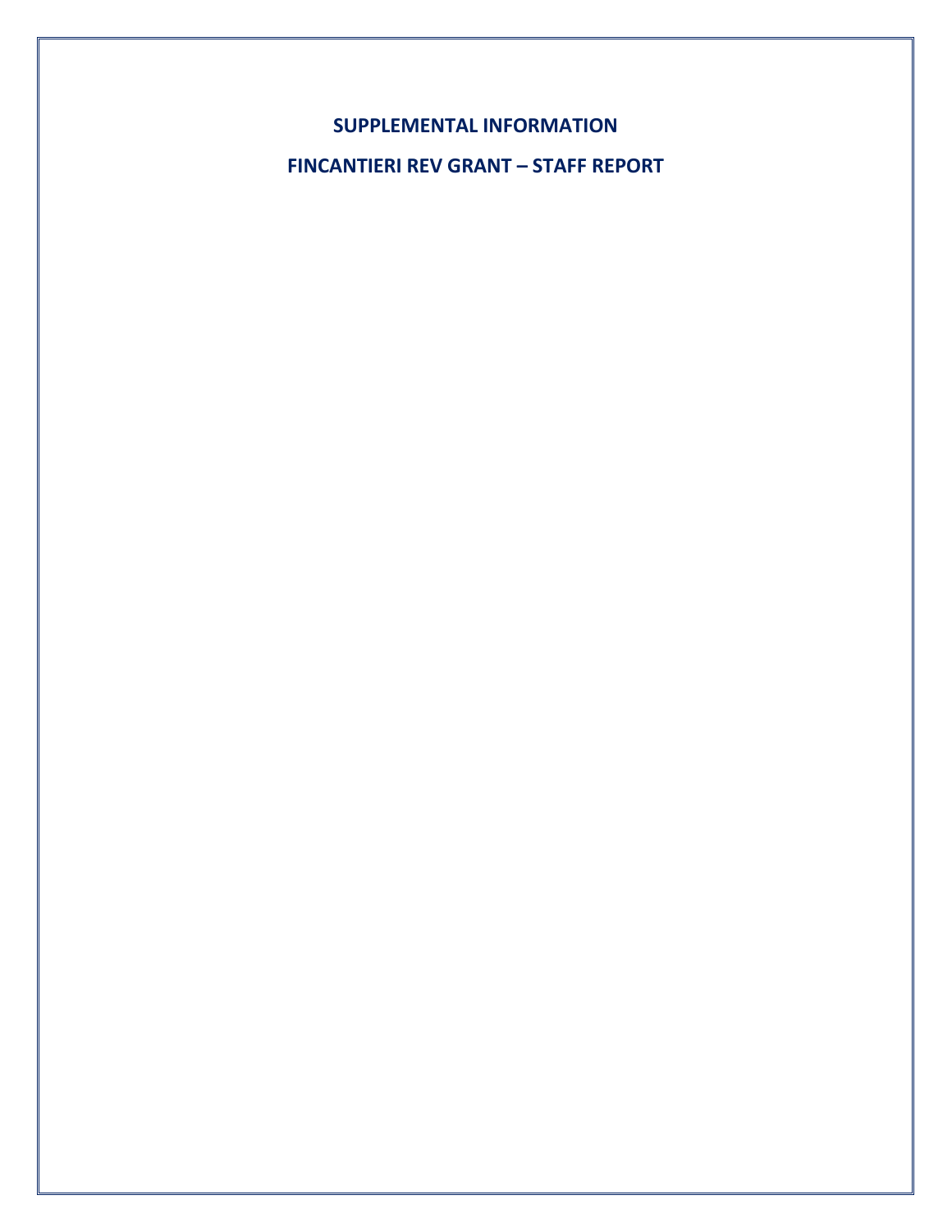# SUPPLEMENTAL INFORMATION

# FINCANTIERI REV GRANT – STAFF REPORT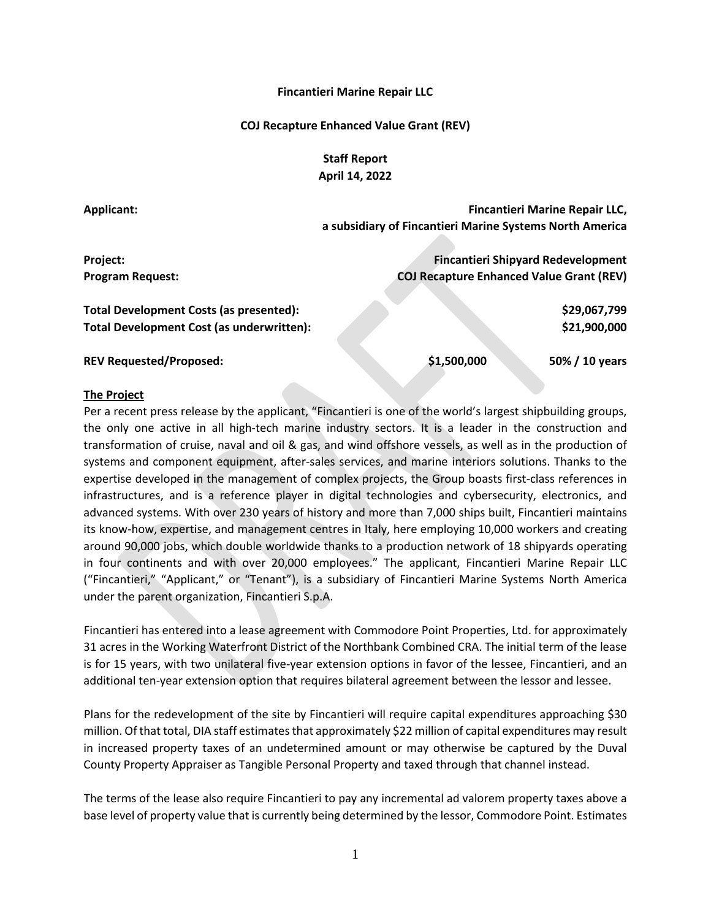**Fincantieri Marine Repair LLC**

**COJ Recapture Enhanced Value Grant (REV)**

**Staff Report**
**April 14, 2022**

| | | |
|---|---|---|
| **Applicant:** | | **Fincantieri Marine Repair LLC, a subsidiary of Fincantieri Marine Systems North America** |
| **Project:** | | **Fincantieri Shipyard Redevelopment** |
| **Program Request:** | | **COJ Recapture Enhanced Value Grant (REV)** |
| **Total Development Costs (as presented):** | | **$29,067,799** |
| **Total Development Cost (as underwritten):** | | **$21,900,000** |
| **REV Requested/Proposed:** | **$1,500,000** | **50% / 10 years** |

**The Project**

Per a recent press release by the applicant, "Fincantieri is one of the world's largest shipbuilding groups, the only one active in all high-tech marine industry sectors. It is a leader in the construction and transformation of cruise, naval and oil & gas, and wind offshore vessels, as well as in the production of systems and component equipment, after-sales services, and marine interiors solutions. Thanks to the expertise developed in the management of complex projects, the Group boasts first-class references in infrastructures, and is a reference player in digital technologies and cybersecurity, electronics, and advanced systems. With over 230 years of history and more than 7,000 ships built, Fincantieri maintains its know-how, expertise, and management centres in Italy, here employing 10,000 workers and creating around 90,000 jobs, which double worldwide thanks to a production network of 18 shipyards operating in four continents and with over 20,000 employees." The applicant, Fincantieri Marine Repair LLC ("Fincantieri," "Applicant," or "Tenant"), is a subsidiary of Fincantieri Marine Systems North America under the parent organization, Fincantieri S.p.A.

Fincantieri has entered into a lease agreement with Commodore Point Properties, Ltd. for approximately 31 acres in the Working Waterfront District of the Northbank Combined CRA. The initial term of the lease is for 15 years, with two unilateral five-year extension options in favor of the lessee, Fincantieri, and an additional ten-year extension option that requires bilateral agreement between the lessor and lessee.

Plans for the redevelopment of the site by Fincantieri will require capital expenditures approaching $30 million. Of that total, DIA staff estimates that approximately $22 million of capital expenditures may result in increased property taxes of an undetermined amount or may otherwise be captured by the Duval County Property Appraiser as Tangible Personal Property and taxed through that channel instead.

The terms of the lease also require Fincantieri to pay any incremental ad valorem property taxes above a base level of property value that is currently being determined by the lessor, Commodore Point. Estimates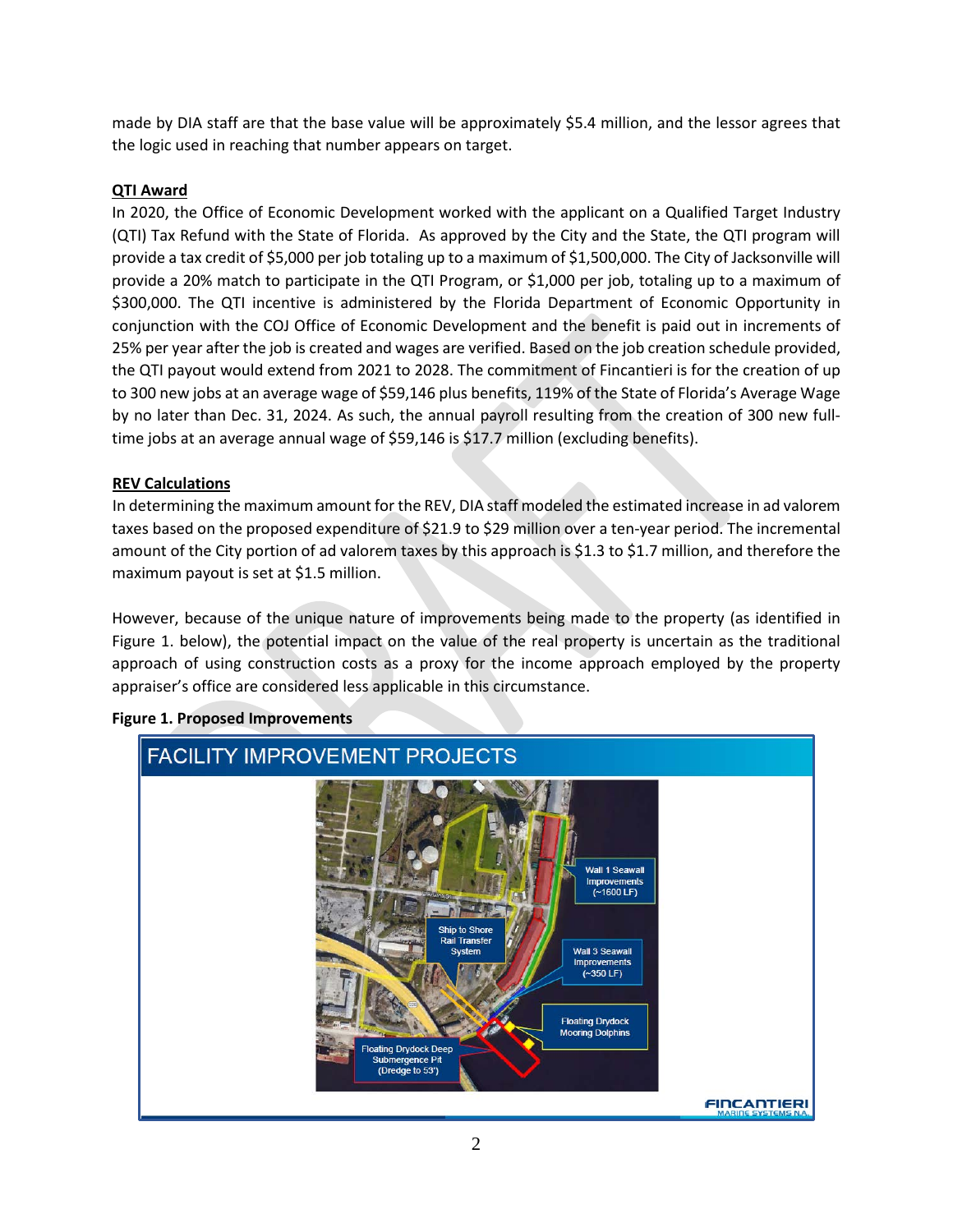made by DIA staff are that the base value will be approximately $5.4 million, and the lessor agrees that the logic used in reaching that number appears on target.

**QTI Award**

In 2020, the Office of Economic Development worked with the applicant on a Qualified Target Industry (QTI) Tax Refund with the State of Florida. As approved by the City and the State, the QTI program will provide a tax credit of $5,000 per job totaling up to a maximum of $1,500,000. The City of Jacksonville will provide a 20% match to participate in the QTI Program, or $1,000 per job, totaling up to a maximum of $300,000. The QTI incentive is administered by the Florida Department of Economic Opportunity in conjunction with the COJ Office of Economic Development and the benefit is paid out in increments of 25% per year after the job is created and wages are verified. Based on the job creation schedule provided, the QTI payout would extend from 2021 to 2028. The commitment of Fincantieri is for the creation of up to 300 new jobs at an average wage of $59,146 plus benefits, 119% of the State of Florida's Average Wage by no later than Dec. 31, 2024. As such, the annual payroll resulting from the creation of 300 new full-time jobs at an average annual wage of $59,146 is $17.7 million (excluding benefits).

**REV Calculations**

In determining the maximum amount for the REV, DIA staff modeled the estimated increase in ad valorem taxes based on the proposed expenditure of $21.9 to $29 million over a ten-year period. The incremental amount of the City portion of ad valorem taxes by this approach is $1.3 to $1.7 million, and therefore the maximum payout is set at $1.5 million.

However, because of the unique nature of improvements being made to the property (as identified in Figure 1. below), the potential impact on the value of the real property is uncertain as the traditional approach of using construction costs as a proxy for the income approach employed by the property appraiser's office are considered less applicable in this circumstance.

**Figure 1. Proposed Improvements**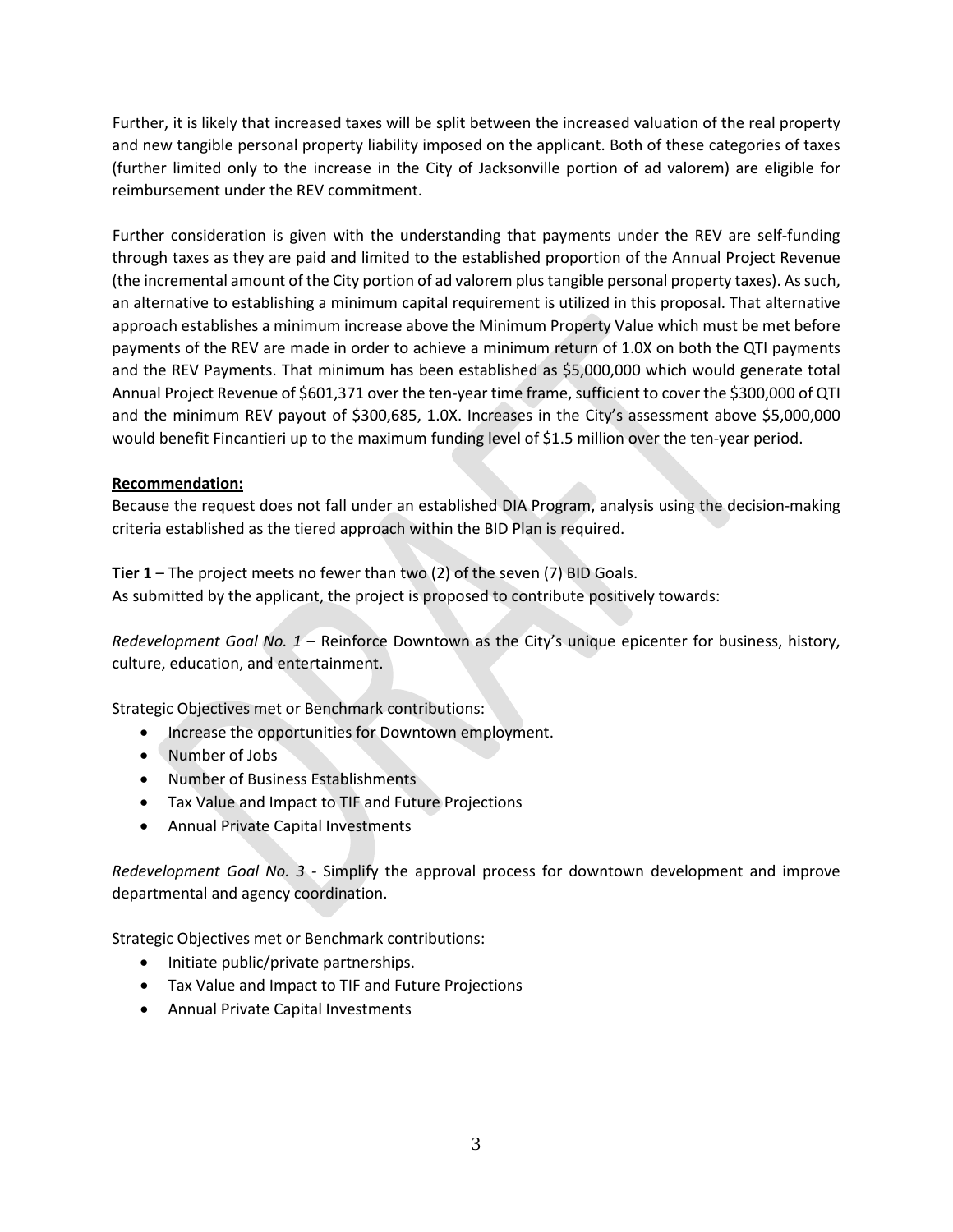Further, it is likely that increased taxes will be split between the increased valuation of the real property and new tangible personal property liability imposed on the applicant. Both of these categories of taxes (further limited only to the increase in the City of Jacksonville portion of ad valorem) are eligible for reimbursement under the REV commitment.

Further consideration is given with the understanding that payments under the REV are self-funding through taxes as they are paid and limited to the established proportion of the Annual Project Revenue (the incremental amount of the City portion of ad valorem plus tangible personal property taxes). As such, an alternative to establishing a minimum capital requirement is utilized in this proposal. That alternative approach establishes a minimum increase above the Minimum Property Value which must be met before payments of the REV are made in order to achieve a minimum return of 1.0X on both the QTI payments and the REV Payments. That minimum has been established as $5,000,000 which would generate total Annual Project Revenue of $601,371 over the ten-year time frame, sufficient to cover the $300,000 of QTI and the minimum REV payout of $300,685, 1.0X. Increases in the City's assessment above $5,000,000 would benefit Fincantieri up to the maximum funding level of $1.5 million over the ten-year period.

**Recommendation:**

Because the request does not fall under an established DIA Program, analysis using the decision-making criteria established as the tiered approach within the BID Plan is required.

**Tier 1** – The project meets no fewer than two (2) of the seven (7) BID Goals.
As submitted by the applicant, the project is proposed to contribute positively towards:

*Redevelopment Goal No. 1* – Reinforce Downtown as the City's unique epicenter for business, history, culture, education, and entertainment.

Strategic Objectives met or Benchmark contributions:

- Increase the opportunities for Downtown employment.
- Number of Jobs
- Number of Business Establishments
- Tax Value and Impact to TIF and Future Projections
- Annual Private Capital Investments

*Redevelopment Goal No. 3* - Simplify the approval process for downtown development and improve departmental and agency coordination.

Strategic Objectives met or Benchmark contributions:

- Initiate public/private partnerships.
- Tax Value and Impact to TIF and Future Projections
- Annual Private Capital Investments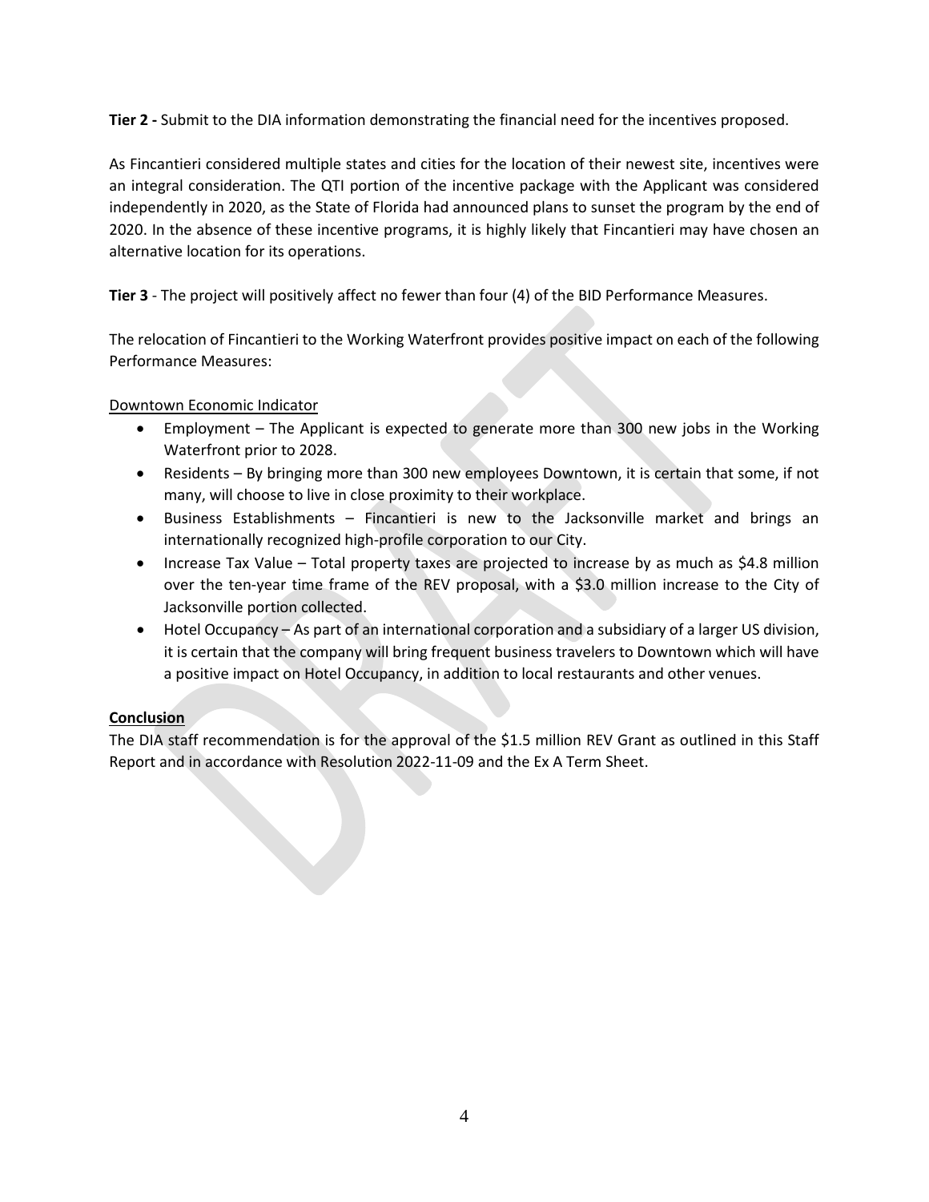**Tier 2 -** Submit to the DIA information demonstrating the financial need for the incentives proposed.

As Fincantieri considered multiple states and cities for the location of their newest site, incentives were an integral consideration. The QTI portion of the incentive package with the Applicant was considered independently in 2020, as the State of Florida had announced plans to sunset the program by the end of 2020. In the absence of these incentive programs, it is highly likely that Fincantieri may have chosen an alternative location for its operations.

**Tier 3** - The project will positively affect no fewer than four (4) of the BID Performance Measures.

The relocation of Fincantieri to the Working Waterfront provides positive impact on each of the following Performance Measures:

Downtown Economic Indicator

- Employment – The Applicant is expected to generate more than 300 new jobs in the Working Waterfront prior to 2028.
- Residents – By bringing more than 300 new employees Downtown, it is certain that some, if not many, will choose to live in close proximity to their workplace.
- Business Establishments – Fincantieri is new to the Jacksonville market and brings an internationally recognized high-profile corporation to our City.
- Increase Tax Value – Total property taxes are projected to increase by as much as $4.8 million over the ten-year time frame of the REV proposal, with a $3.0 million increase to the City of Jacksonville portion collected.
- Hotel Occupancy – As part of an international corporation and a subsidiary of a larger US division, it is certain that the company will bring frequent business travelers to Downtown which will have a positive impact on Hotel Occupancy, in addition to local restaurants and other venues.

**Conclusion**

The DIA staff recommendation is for the approval of the $1.5 million REV Grant as outlined in this Staff Report and in accordance with Resolution 2022-11-09 and the Ex A Term Sheet.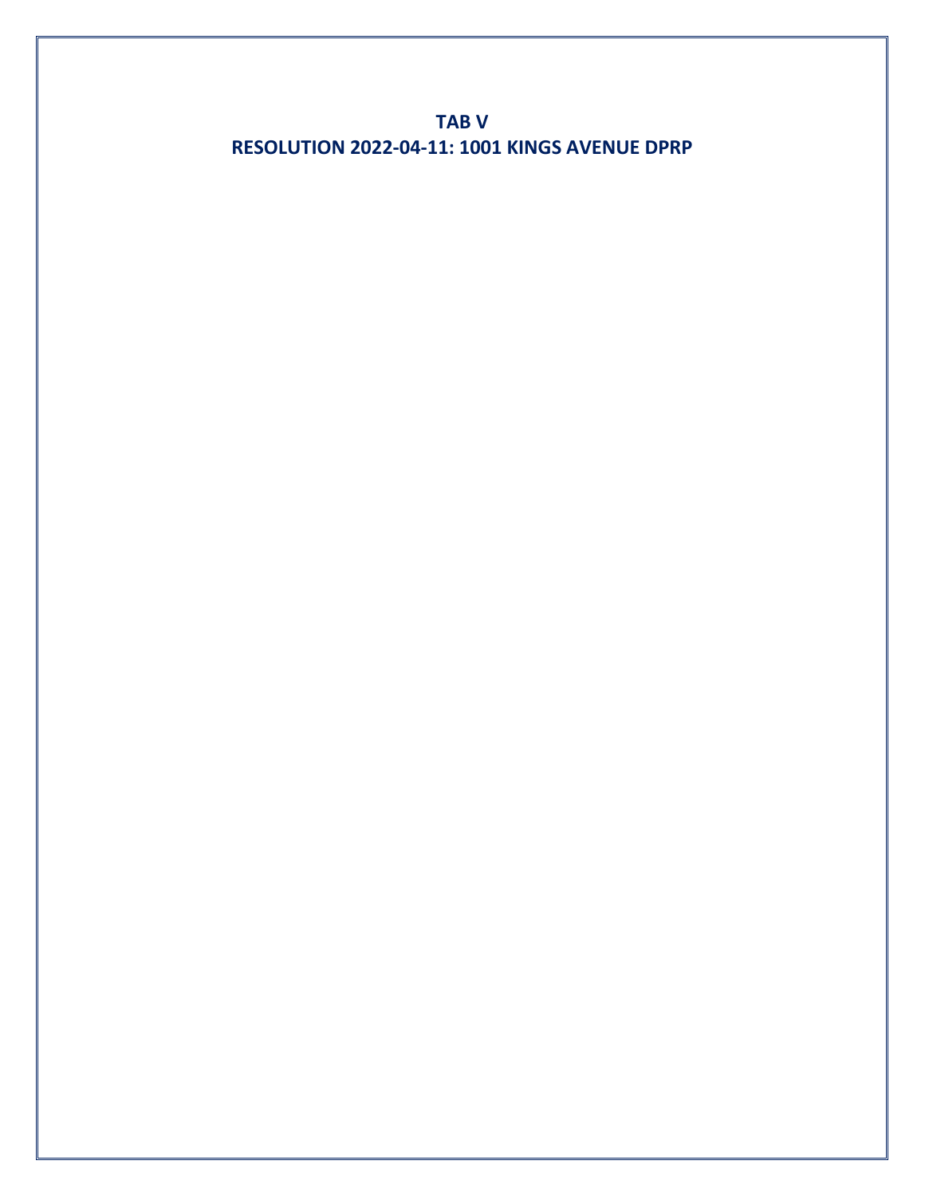# TAB V
# RESOLUTION 2022-04-11: 1001 KINGS AVENUE DPRP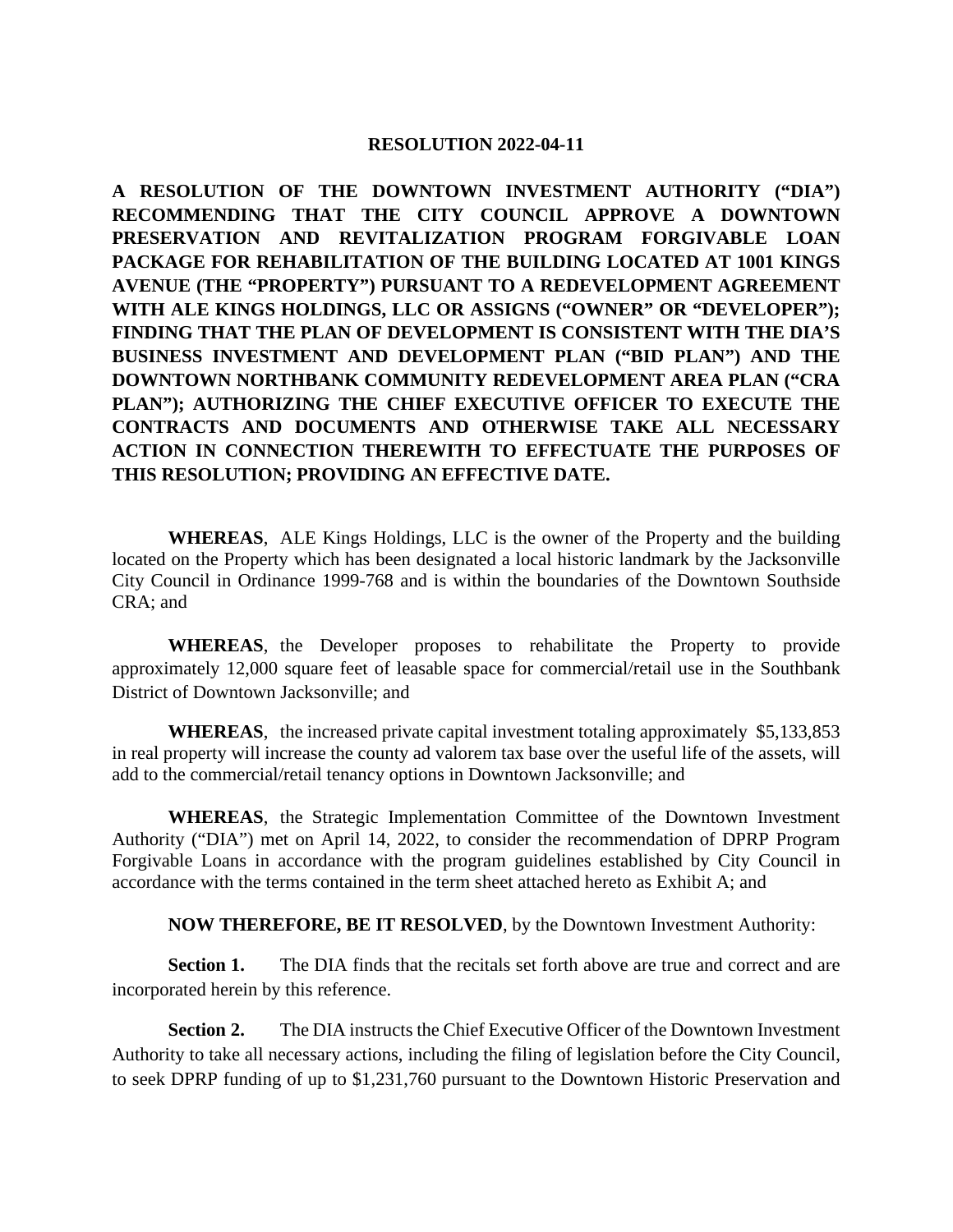**RESOLUTION 2022-04-11**

**A RESOLUTION OF THE DOWNTOWN INVESTMENT AUTHORITY ("DIA") RECOMMENDING THAT THE CITY COUNCIL APPROVE A DOWNTOWN PRESERVATION AND REVITALIZATION PROGRAM FORGIVABLE LOAN PACKAGE FOR REHABILITATION OF THE BUILDING LOCATED AT 1001 KINGS AVENUE (THE "PROPERTY") PURSUANT TO A REDEVELOPMENT AGREEMENT WITH ALE KINGS HOLDINGS, LLC OR ASSIGNS ("OWNER" OR "DEVELOPER"); FINDING THAT THE PLAN OF DEVELOPMENT IS CONSISTENT WITH THE DIA'S BUSINESS INVESTMENT AND DEVELOPMENT PLAN ("BID PLAN") AND THE DOWNTOWN NORTHBANK COMMUNITY REDEVELOPMENT AREA PLAN ("CRA PLAN"); AUTHORIZING THE CHIEF EXECUTIVE OFFICER TO EXECUTE THE CONTRACTS AND DOCUMENTS AND OTHERWISE TAKE ALL NECESSARY ACTION IN CONNECTION THEREWITH TO EFFECTUATE THE PURPOSES OF THIS RESOLUTION; PROVIDING AN EFFECTIVE DATE.**

**WHEREAS**, ALE Kings Holdings, LLC is the owner of the Property and the building located on the Property which has been designated a local historic landmark by the Jacksonville City Council in Ordinance 1999-768 and is within the boundaries of the Downtown Southside CRA; and

**WHEREAS**, the Developer proposes to rehabilitate the Property to provide approximately 12,000 square feet of leasable space for commercial/retail use in the Southbank District of Downtown Jacksonville; and

**WHEREAS**, the increased private capital investment totaling approximately $5,133,853 in real property will increase the county ad valorem tax base over the useful life of the assets, will add to the commercial/retail tenancy options in Downtown Jacksonville; and

**WHEREAS**, the Strategic Implementation Committee of the Downtown Investment Authority ("DIA") met on April 14, 2022, to consider the recommendation of DPRP Program Forgivable Loans in accordance with the program guidelines established by City Council in accordance with the terms contained in the term sheet attached hereto as Exhibit A; and

**NOW THEREFORE, BE IT RESOLVED**, by the Downtown Investment Authority:

**Section 1.** The DIA finds that the recitals set forth above are true and correct and are incorporated herein by this reference.

**Section 2.** The DIA instructs the Chief Executive Officer of the Downtown Investment Authority to take all necessary actions, including the filing of legislation before the City Council, to seek DPRP funding of up to $1,231,760 pursuant to the Downtown Historic Preservation and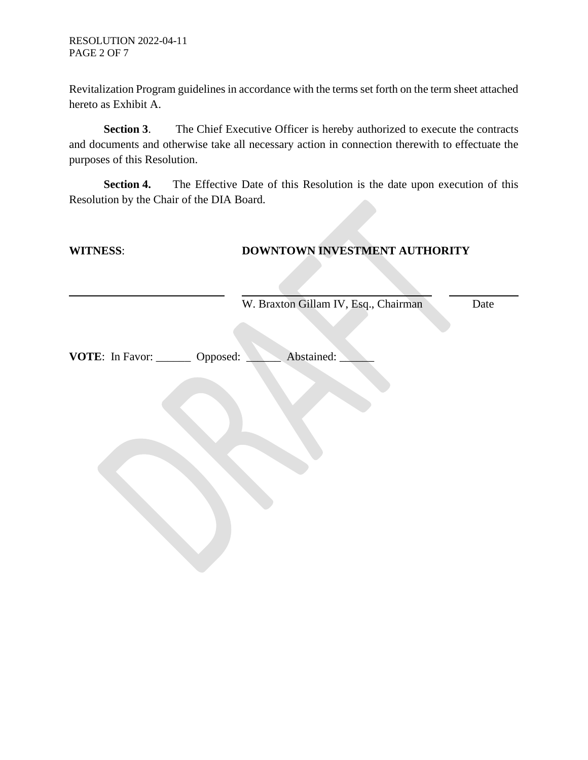Revitalization Program guidelines in accordance with the terms set forth on the term sheet attached hereto as Exhibit A.

**Section 3**. The Chief Executive Officer is hereby authorized to execute the contracts and documents and otherwise take all necessary action in connection therewith to effectuate the purposes of this Resolution.

**Section 4.** The Effective Date of this Resolution is the date upon execution of this Resolution by the Chair of the DIA Board.

**WITNESS**: **DOWNTOWN INVESTMENT AUTHORITY**

\_\_\_\_\_\_\_\_\_\_\_\_\_\_\_\_\_\_\_\_\_\_\_\_\_\_\_\_ \_\_\_\_\_\_\_\_\_\_\_\_\_\_\_\_\_\_\_\_\_\_\_\_\_\_\_\_\_\_\_\_\_\_\_\_ \_\_\_\_\_\_\_\_\_\_\_\_

W. Braxton Gillam IV, Esq., Chairman Date

**VOTE**: In Favor: ______ Opposed: ______ Abstained: ______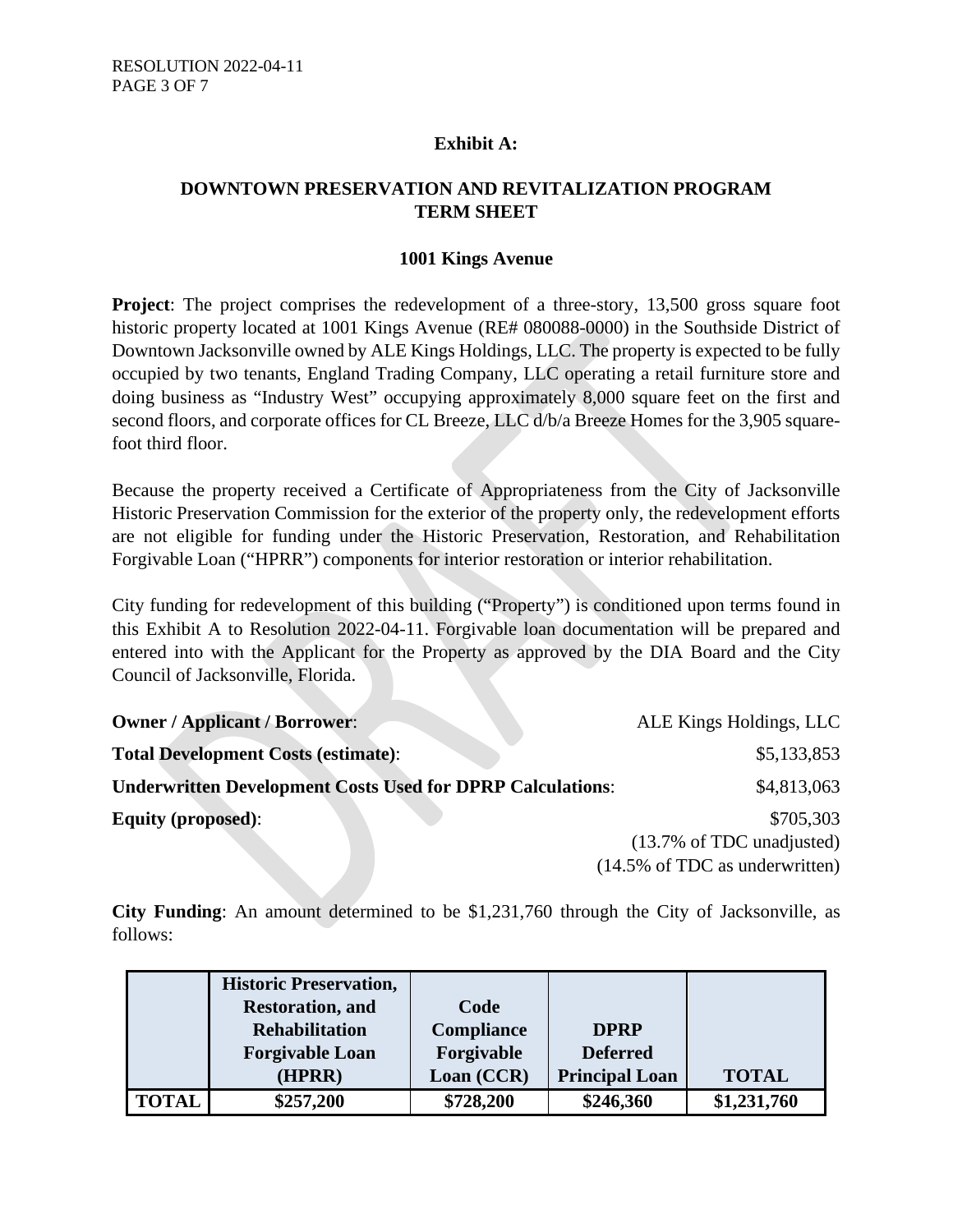## Exhibit A:

## DOWNTOWN PRESERVATION AND REVITALIZATION PROGRAM TERM SHEET

### 1001 Kings Avenue

**Project**: The project comprises the redevelopment of a three-story, 13,500 gross square foot historic property located at 1001 Kings Avenue (RE# 080088-0000) in the Southside District of Downtown Jacksonville owned by ALE Kings Holdings, LLC. The property is expected to be fully occupied by two tenants, England Trading Company, LLC operating a retail furniture store and doing business as "Industry West" occupying approximately 8,000 square feet on the first and second floors, and corporate offices for CL Breeze, LLC d/b/a Breeze Homes for the 3,905 square-foot third floor.

Because the property received a Certificate of Appropriateness from the City of Jacksonville Historic Preservation Commission for the exterior of the property only, the redevelopment efforts are not eligible for funding under the Historic Preservation, Restoration, and Rehabilitation Forgivable Loan ("HPRR") components for interior restoration or interior rehabilitation.

City funding for redevelopment of this building ("Property") is conditioned upon terms found in this Exhibit A to Resolution 2022-04-11. Forgivable loan documentation will be prepared and entered into with the Applicant for the Property as approved by the DIA Board and the City Council of Jacksonville, Florida.

**Owner / Applicant / Borrower**: ALE Kings Holdings, LLC

**Total Development Costs (estimate)**: $5,133,853

**Underwritten Development Costs Used for DPRP Calculations**: $4,813,063

**Equity (proposed)**: $705,303 (13.7% of TDC unadjusted) (14.5% of TDC as underwritten)

**City Funding**: An amount determined to be $1,231,760 through the City of Jacksonville, as follows:

| | Historic Preservation, Restoration, and Rehabilitation Forgivable Loan (HPRR) | Code Compliance Forgivable Loan (CCR) | DPRP Deferred Principal Loan | TOTAL |
|---|---|---|---|---|
| **TOTAL** | **$257,200** | **$728,200** | **$246,360** | **$1,231,760** |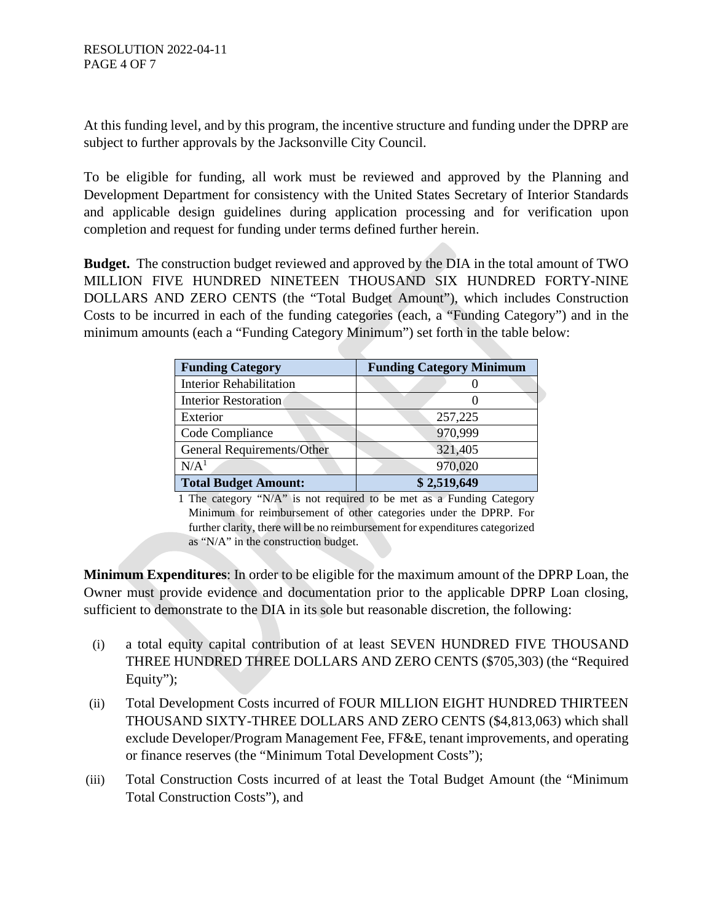At this funding level, and by this program, the incentive structure and funding under the DPRP are subject to further approvals by the Jacksonville City Council.

To be eligible for funding, all work must be reviewed and approved by the Planning and Development Department for consistency with the United States Secretary of Interior Standards and applicable design guidelines during application processing and for verification upon completion and request for funding under terms defined further herein.

**Budget.** The construction budget reviewed and approved by the DIA in the total amount of TWO MILLION FIVE HUNDRED NINETEEN THOUSAND SIX HUNDRED FORTY-NINE DOLLARS AND ZERO CENTS (the "Total Budget Amount"), which includes Construction Costs to be incurred in each of the funding categories (each, a "Funding Category") and in the minimum amounts (each a "Funding Category Minimum") set forth in the table below:

| Funding Category | Funding Category Minimum |
|---|---|
| Interior Rehabilitation | 0 |
| Interior Restoration | 0 |
| Exterior | 257,225 |
| Code Compliance | 970,999 |
| General Requirements/Other | 321,405 |
| N/A[1] | 970,020 |
| **Total Budget Amount:** | **$ 2,519,649** |

1 The category "N/A" is not required to be met as a Funding Category Minimum for reimbursement of other categories under the DPRP. For further clarity, there will be no reimbursement for expenditures categorized as "N/A" in the construction budget.

**Minimum Expenditures**: In order to be eligible for the maximum amount of the DPRP Loan, the Owner must provide evidence and documentation prior to the applicable DPRP Loan closing, sufficient to demonstrate to the DIA in its sole but reasonable discretion, the following:

(i) a total equity capital contribution of at least SEVEN HUNDRED FIVE THOUSAND THREE HUNDRED THREE DOLLARS AND ZERO CENTS ($705,303) (the "Required Equity");

(ii) Total Development Costs incurred of FOUR MILLION EIGHT HUNDRED THIRTEEN THOUSAND SIXTY-THREE DOLLARS AND ZERO CENTS ($4,813,063) which shall exclude Developer/Program Management Fee, FF&E, tenant improvements, and operating or finance reserves (the "Minimum Total Development Costs");

(iii) Total Construction Costs incurred of at least the Total Budget Amount (the "Minimum Total Construction Costs"), and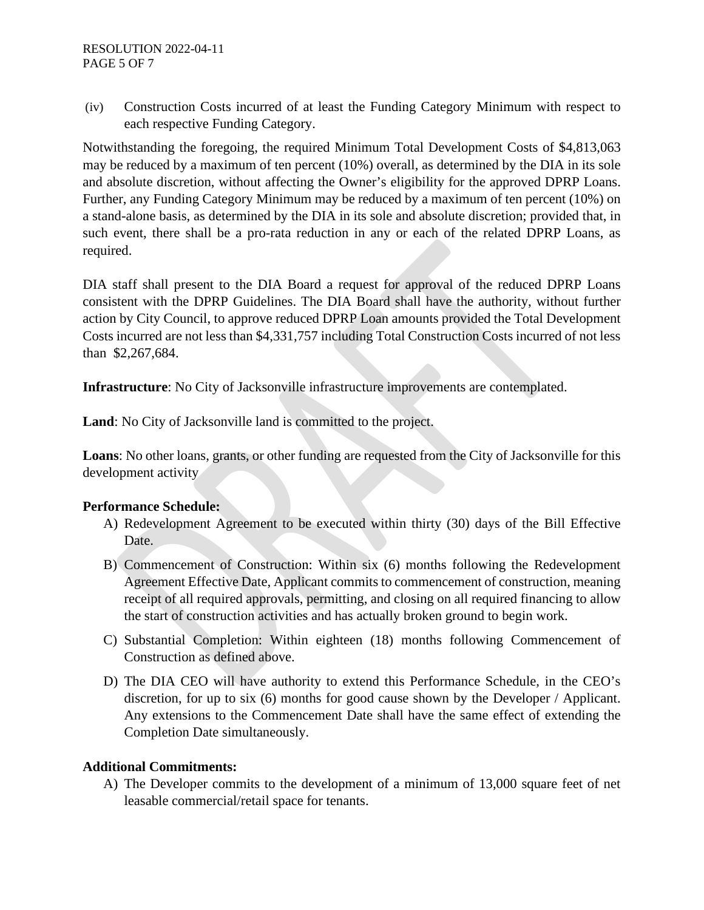(iv) Construction Costs incurred of at least the Funding Category Minimum with respect to each respective Funding Category.

Notwithstanding the foregoing, the required Minimum Total Development Costs of $4,813,063 may be reduced by a maximum of ten percent (10%) overall, as determined by the DIA in its sole and absolute discretion, without affecting the Owner's eligibility for the approved DPRP Loans. Further, any Funding Category Minimum may be reduced by a maximum of ten percent (10%) on a stand-alone basis, as determined by the DIA in its sole and absolute discretion; provided that, in such event, there shall be a pro-rata reduction in any or each of the related DPRP Loans, as required.

DIA staff shall present to the DIA Board a request for approval of the reduced DPRP Loans consistent with the DPRP Guidelines. The DIA Board shall have the authority, without further action by City Council, to approve reduced DPRP Loan amounts provided the Total Development Costs incurred are not less than $4,331,757 including Total Construction Costs incurred of not less than $2,267,684.

**Infrastructure**: No City of Jacksonville infrastructure improvements are contemplated.

**Land**: No City of Jacksonville land is committed to the project.

**Loans**: No other loans, grants, or other funding are requested from the City of Jacksonville for this development activity

**Performance Schedule:**

A) Redevelopment Agreement to be executed within thirty (30) days of the Bill Effective Date.

B) Commencement of Construction: Within six (6) months following the Redevelopment Agreement Effective Date, Applicant commits to commencement of construction, meaning receipt of all required approvals, permitting, and closing on all required financing to allow the start of construction activities and has actually broken ground to begin work.

C) Substantial Completion: Within eighteen (18) months following Commencement of Construction as defined above.

D) The DIA CEO will have authority to extend this Performance Schedule, in the CEO's discretion, for up to six (6) months for good cause shown by the Developer / Applicant. Any extensions to the Commencement Date shall have the same effect of extending the Completion Date simultaneously.

**Additional Commitments:**

A) The Developer commits to the development of a minimum of 13,000 square feet of net leasable commercial/retail space for tenants.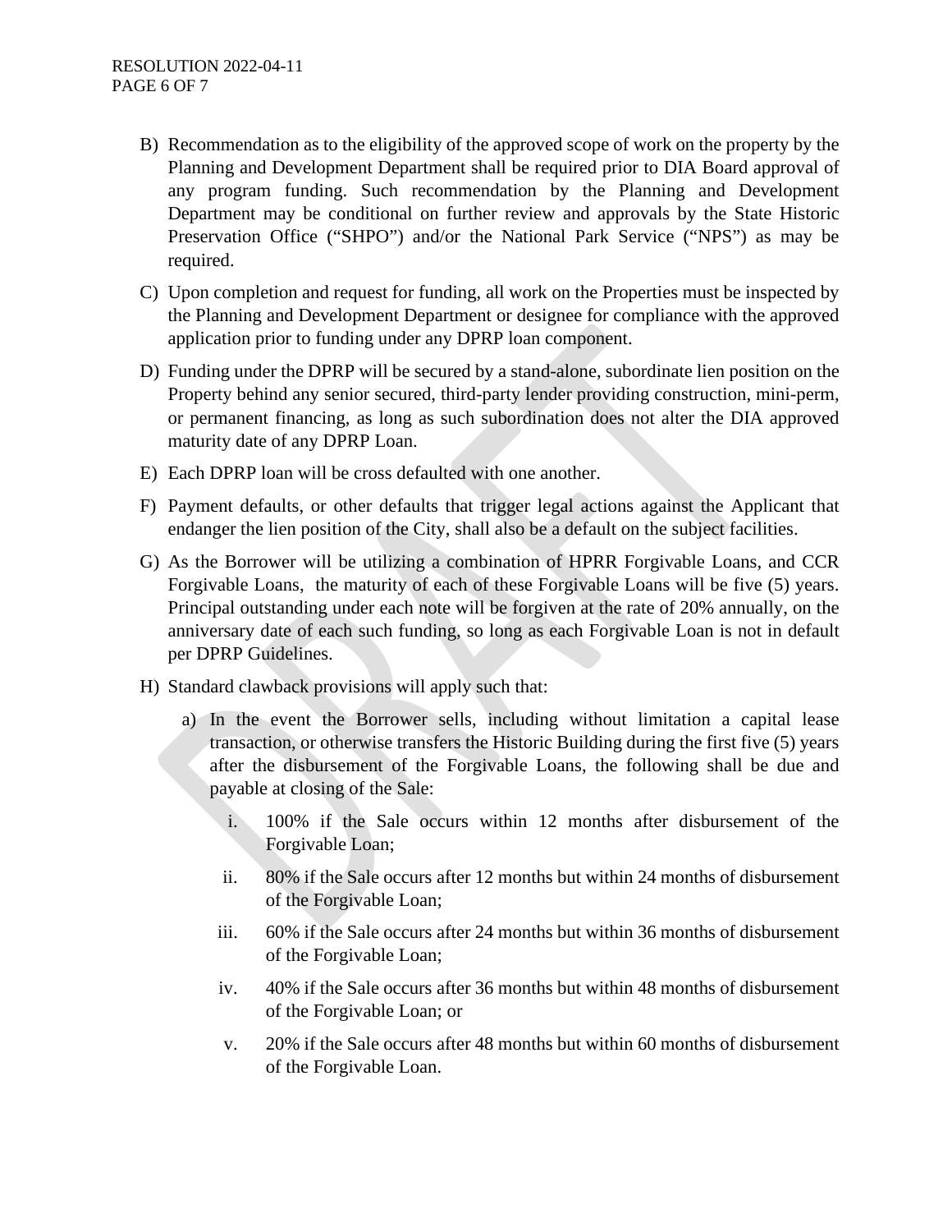B) Recommendation as to the eligibility of the approved scope of work on the property by the Planning and Development Department shall be required prior to DIA Board approval of any program funding. Such recommendation by the Planning and Development Department may be conditional on further review and approvals by the State Historic Preservation Office ("SHPO") and/or the National Park Service ("NPS") as may be required.

C) Upon completion and request for funding, all work on the Properties must be inspected by the Planning and Development Department or designee for compliance with the approved application prior to funding under any DPRP loan component.

D) Funding under the DPRP will be secured by a stand-alone, subordinate lien position on the Property behind any senior secured, third-party lender providing construction, mini-perm, or permanent financing, as long as such subordination does not alter the DIA approved maturity date of any DPRP Loan.

E) Each DPRP loan will be cross defaulted with one another.

F) Payment defaults, or other defaults that trigger legal actions against the Applicant that endanger the lien position of the City, shall also be a default on the subject facilities.

G) As the Borrower will be utilizing a combination of HPRR Forgivable Loans, and CCR Forgivable Loans, the maturity of each of these Forgivable Loans will be five (5) years. Principal outstanding under each note will be forgiven at the rate of 20% annually, on the anniversary date of each such funding, so long as each Forgivable Loan is not in default per DPRP Guidelines.

H) Standard clawback provisions will apply such that:

   a) In the event the Borrower sells, including without limitation a capital lease transaction, or otherwise transfers the Historic Building during the first five (5) years after the disbursement of the Forgivable Loans, the following shall be due and payable at closing of the Sale:

      i. 100% if the Sale occurs within 12 months after disbursement of the Forgivable Loan;

      ii. 80% if the Sale occurs after 12 months but within 24 months of disbursement of the Forgivable Loan;

      iii. 60% if the Sale occurs after 24 months but within 36 months of disbursement of the Forgivable Loan;

      iv. 40% if the Sale occurs after 36 months but within 48 months of disbursement of the Forgivable Loan; or

      v. 20% if the Sale occurs after 48 months but within 60 months of disbursement of the Forgivable Loan.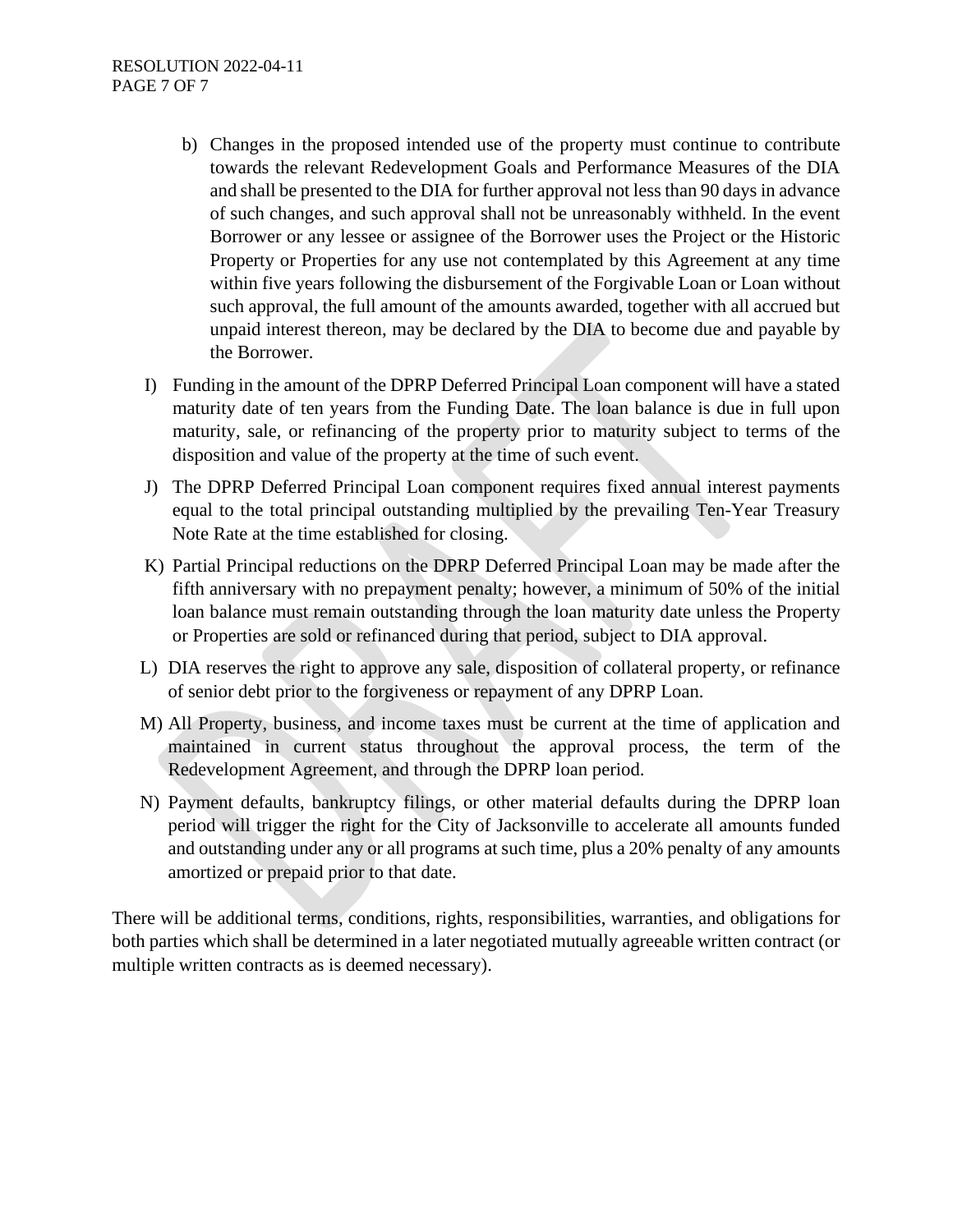b) Changes in the proposed intended use of the property must continue to contribute towards the relevant Redevelopment Goals and Performance Measures of the DIA and shall be presented to the DIA for further approval not less than 90 days in advance of such changes, and such approval shall not be unreasonably withheld. In the event Borrower or any lessee or assignee of the Borrower uses the Project or the Historic Property or Properties for any use not contemplated by this Agreement at any time within five years following the disbursement of the Forgivable Loan or Loan without such approval, the full amount of the amounts awarded, together with all accrued but unpaid interest thereon, may be declared by the DIA to become due and payable by the Borrower.

I) Funding in the amount of the DPRP Deferred Principal Loan component will have a stated maturity date of ten years from the Funding Date. The loan balance is due in full upon maturity, sale, or refinancing of the property prior to maturity subject to terms of the disposition and value of the property at the time of such event.

J) The DPRP Deferred Principal Loan component requires fixed annual interest payments equal to the total principal outstanding multiplied by the prevailing Ten-Year Treasury Note Rate at the time established for closing.

K) Partial Principal reductions on the DPRP Deferred Principal Loan may be made after the fifth anniversary with no prepayment penalty; however, a minimum of 50% of the initial loan balance must remain outstanding through the loan maturity date unless the Property or Properties are sold or refinanced during that period, subject to DIA approval.

L) DIA reserves the right to approve any sale, disposition of collateral property, or refinance of senior debt prior to the forgiveness or repayment of any DPRP Loan.

M) All Property, business, and income taxes must be current at the time of application and maintained in current status throughout the approval process, the term of the Redevelopment Agreement, and through the DPRP loan period.

N) Payment defaults, bankruptcy filings, or other material defaults during the DPRP loan period will trigger the right for the City of Jacksonville to accelerate all amounts funded and outstanding under any or all programs at such time, plus a 20% penalty of any amounts amortized or prepaid prior to that date.

There will be additional terms, conditions, rights, responsibilities, warranties, and obligations for both parties which shall be determined in a later negotiated mutually agreeable written contract (or multiple written contracts as is deemed necessary).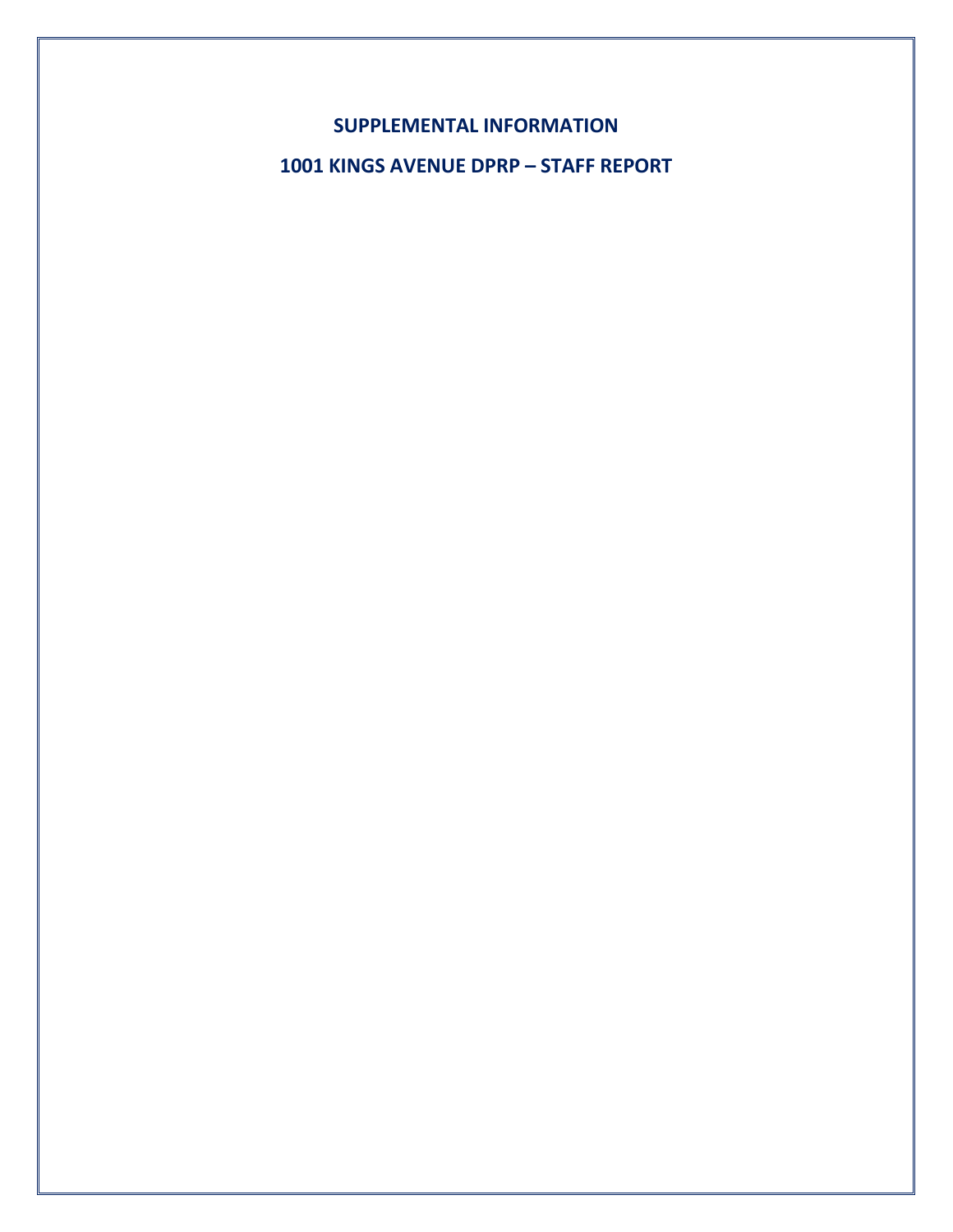# SUPPLEMENTAL INFORMATION

# 1001 KINGS AVENUE DPRP – STAFF REPORT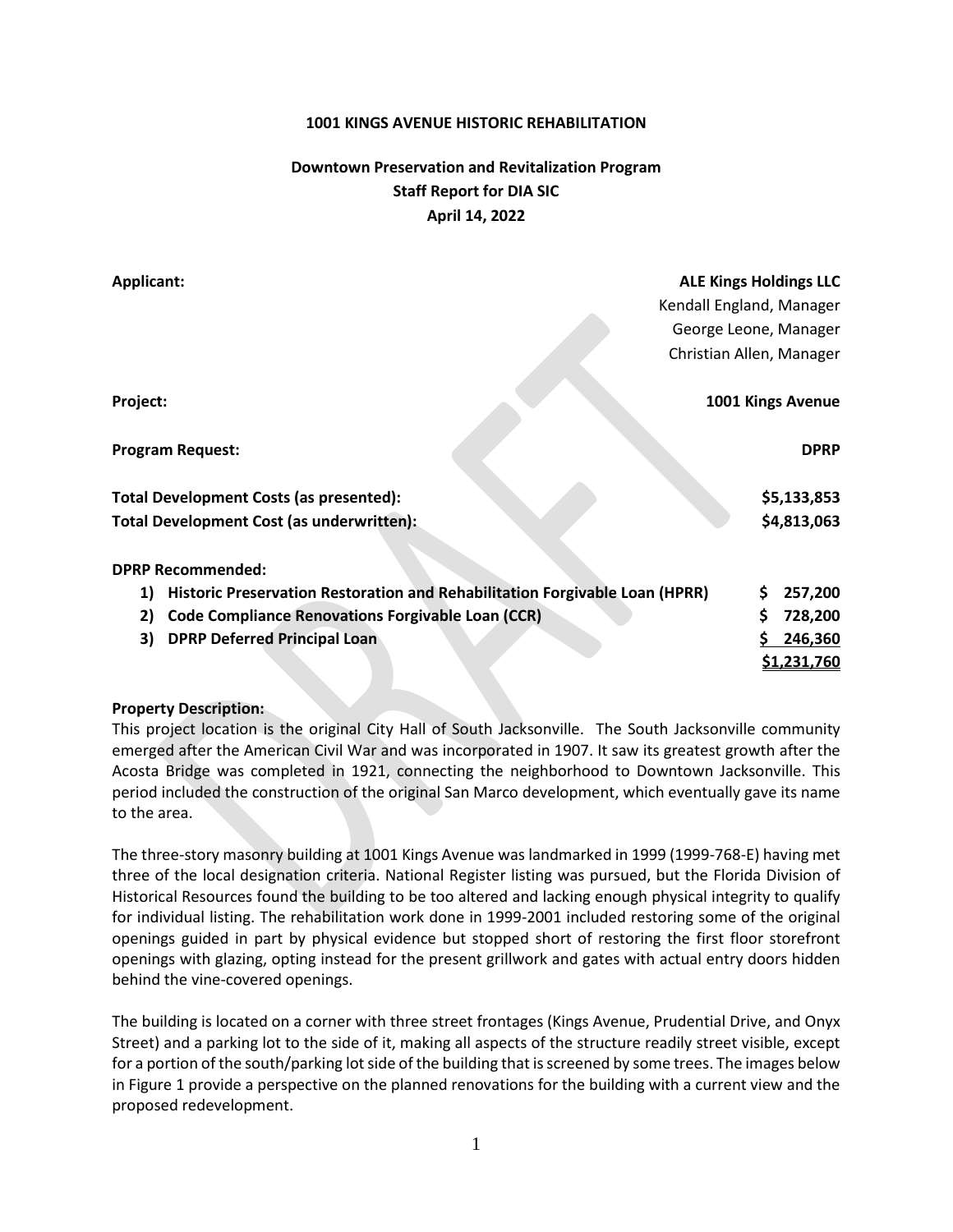**1001 KINGS AVENUE HISTORIC REHABILITATION**

**Downtown Preservation and Revitalization Program**
**Staff Report for DIA SIC**
**April 14, 2022**

| | |
|---|---|
| **Applicant:** | **ALE Kings Holdings LLC**<br>Kendall England, Manager<br>George Leone, Manager<br>Christian Allen, Manager |
| **Project:** | **1001 Kings Avenue** |
| **Program Request:** | **DPRP** |
| **Total Development Costs (as presented):** | **$5,133,853** |
| **Total Development Cost (as underwritten):** | **$4,813,063** |

**DPRP Recommended:**

| | |
|---|---|
| **1) Historic Preservation Restoration and Rehabilitation Forgivable Loan (HPRR)** | **$ 257,200** |
| **2) Code Compliance Renovations Forgivable Loan (CCR)** | **$ 728,200** |
| **3) DPRP Deferred Principal Loan** | **$ 246,360** |
| | **$1,231,760** |

**Property Description:**

This project location is the original City Hall of South Jacksonville. The South Jacksonville community emerged after the American Civil War and was incorporated in 1907. It saw its greatest growth after the Acosta Bridge was completed in 1921, connecting the neighborhood to Downtown Jacksonville. This period included the construction of the original San Marco development, which eventually gave its name to the area.

The three-story masonry building at 1001 Kings Avenue was landmarked in 1999 (1999-768-E) having met three of the local designation criteria. National Register listing was pursued, but the Florida Division of Historical Resources found the building to be too altered and lacking enough physical integrity to qualify for individual listing. The rehabilitation work done in 1999-2001 included restoring some of the original openings guided in part by physical evidence but stopped short of restoring the first floor storefront openings with glazing, opting instead for the present grillwork and gates with actual entry doors hidden behind the vine-covered openings.

The building is located on a corner with three street frontages (Kings Avenue, Prudential Drive, and Onyx Street) and a parking lot to the side of it, making all aspects of the structure readily street visible, except for a portion of the south/parking lot side of the building that is screened by some trees. The images below in Figure 1 provide a perspective on the planned renovations for the building with a current view and the proposed redevelopment.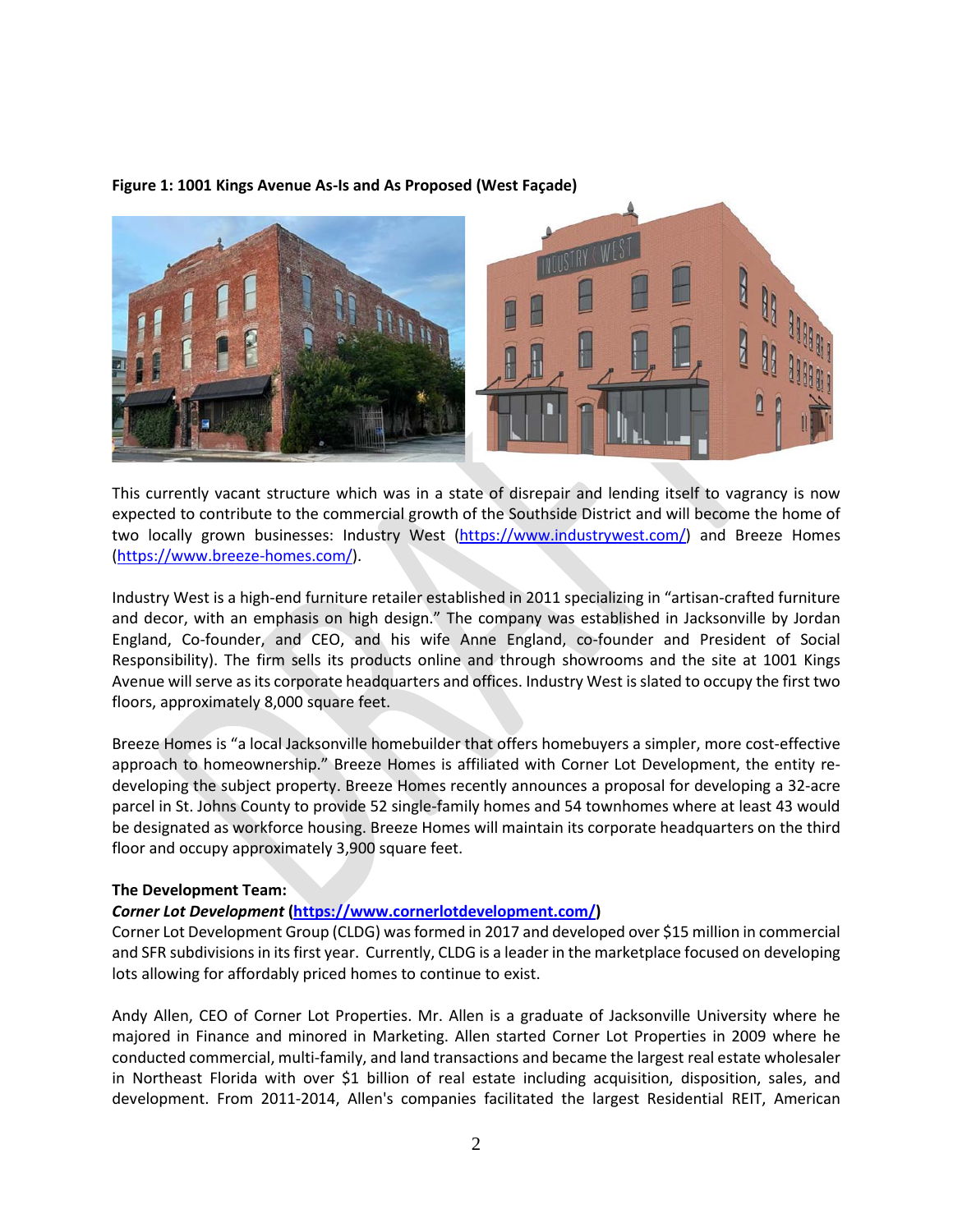**Figure 1: 1001 Kings Avenue As-Is and As Proposed (West Façade)**

This currently vacant structure which was in a state of disrepair and lending itself to vagrancy is now expected to contribute to the commercial growth of the Southside District and will become the home of two locally grown businesses: Industry West (https://www.industrywest.com/) and Breeze Homes (https://www.breeze-homes.com/).

Industry West is a high-end furniture retailer established in 2011 specializing in "artisan-crafted furniture and decor, with an emphasis on high design." The company was established in Jacksonville by Jordan England, Co-founder, and CEO, and his wife Anne England, co-founder and President of Social Responsibility). The firm sells its products online and through showrooms and the site at 1001 Kings Avenue will serve as its corporate headquarters and offices. Industry West is slated to occupy the first two floors, approximately 8,000 square feet.

Breeze Homes is "a local Jacksonville homebuilder that offers homebuyers a simpler, more cost-effective approach to homeownership." Breeze Homes is affiliated with Corner Lot Development, the entity re-developing the subject property. Breeze Homes recently announces a proposal for developing a 32-acre parcel in St. Johns County to provide 52 single-family homes and 54 townhomes where at least 43 would be designated as workforce housing. Breeze Homes will maintain its corporate headquarters on the third floor and occupy approximately 3,900 square feet.

**The Development Team:**

***Corner Lot Development* (https://www.cornerlotdevelopment.com/)**

Corner Lot Development Group (CLDG) was formed in 2017 and developed over $15 million in commercial and SFR subdivisions in its first year. Currently, CLDG is a leader in the marketplace focused on developing lots allowing for affordably priced homes to continue to exist.

Andy Allen, CEO of Corner Lot Properties. Mr. Allen is a graduate of Jacksonville University where he majored in Finance and minored in Marketing. Allen started Corner Lot Properties in 2009 where he conducted commercial, multi-family, and land transactions and became the largest real estate wholesaler in Northeast Florida with over $1 billion of real estate including acquisition, disposition, sales, and development. From 2011-2014, Allen's companies facilitated the largest Residential REIT, American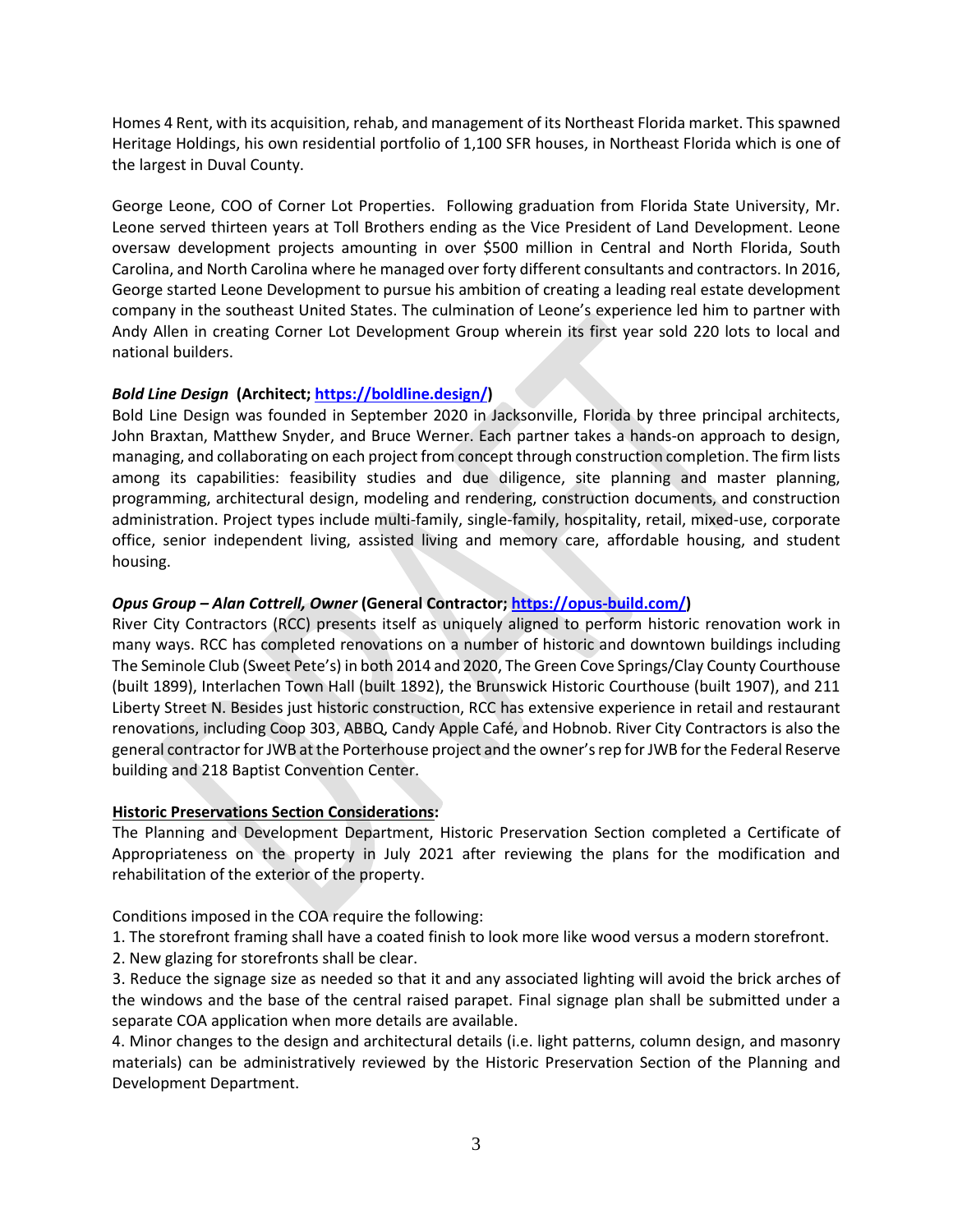Homes 4 Rent, with its acquisition, rehab, and management of its Northeast Florida market. This spawned Heritage Holdings, his own residential portfolio of 1,100 SFR houses, in Northeast Florida which is one of the largest in Duval County.

George Leone, COO of Corner Lot Properties. Following graduation from Florida State University, Mr. Leone served thirteen years at Toll Brothers ending as the Vice President of Land Development. Leone oversaw development projects amounting in over $500 million in Central and North Florida, South Carolina, and North Carolina where he managed over forty different consultants and contractors. In 2016, George started Leone Development to pursue his ambition of creating a leading real estate development company in the southeast United States. The culmination of Leone's experience led him to partner with Andy Allen in creating Corner Lot Development Group wherein its first year sold 220 lots to local and national builders.

***Bold Line Design*** **(Architect; [https://boldline.design/](https://boldline.design/))**
Bold Line Design was founded in September 2020 in Jacksonville, Florida by three principal architects, John Braxtan, Matthew Snyder, and Bruce Werner. Each partner takes a hands-on approach to design, managing, and collaborating on each project from concept through construction completion. The firm lists among its capabilities: feasibility studies and due diligence, site planning and master planning, programming, architectural design, modeling and rendering, construction documents, and construction administration. Project types include multi-family, single-family, hospitality, retail, mixed-use, corporate office, senior independent living, assisted living and memory care, affordable housing, and student housing.

***Opus Group – Alan Cottrell, Owner*** **(General Contractor; [https://opus-build.com/](https://opus-build.com/))**
River City Contractors (RCC) presents itself as uniquely aligned to perform historic renovation work in many ways. RCC has completed renovations on a number of historic and downtown buildings including The Seminole Club (Sweet Pete's) in both 2014 and 2020, The Green Cove Springs/Clay County Courthouse (built 1899), Interlachen Town Hall (built 1892), the Brunswick Historic Courthouse (built 1907), and 211 Liberty Street N. Besides just historic construction, RCC has extensive experience in retail and restaurant renovations, including Coop 303, ABBQ, Candy Apple Café, and Hobnob. River City Contractors is also the general contractor for JWB at the Porterhouse project and the owner's rep for JWB for the Federal Reserve building and 218 Baptist Convention Center.

**Historic Preservations Section Considerations:**
The Planning and Development Department, Historic Preservation Section completed a Certificate of Appropriateness on the property in July 2021 after reviewing the plans for the modification and rehabilitation of the exterior of the property.

Conditions imposed in the COA require the following:

1. The storefront framing shall have a coated finish to look more like wood versus a modern storefront.
2. New glazing for storefronts shall be clear.
3. Reduce the signage size as needed so that it and any associated lighting will avoid the brick arches of the windows and the base of the central raised parapet. Final signage plan shall be submitted under a separate COA application when more details are available.
4. Minor changes to the design and architectural details (i.e. light patterns, column design, and masonry materials) can be administratively reviewed by the Historic Preservation Section of the Planning and Development Department.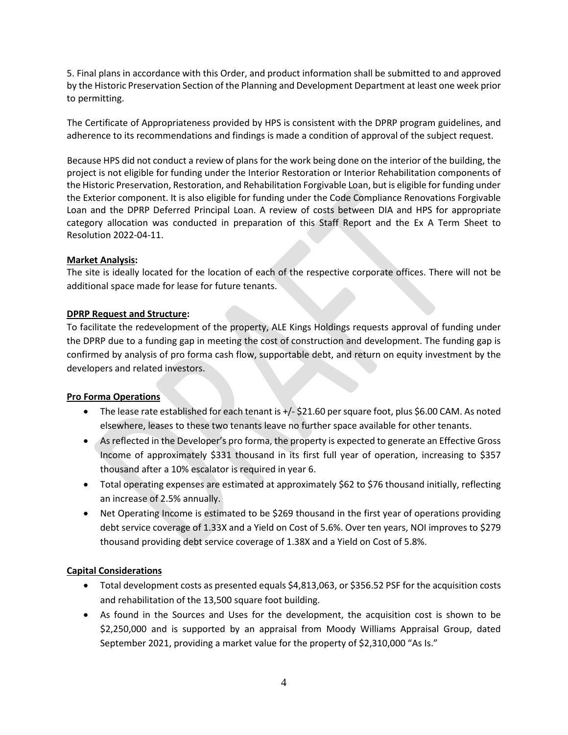5. Final plans in accordance with this Order, and product information shall be submitted to and approved by the Historic Preservation Section of the Planning and Development Department at least one week prior to permitting.

The Certificate of Appropriateness provided by HPS is consistent with the DPRP program guidelines, and adherence to its recommendations and findings is made a condition of approval of the subject request.

Because HPS did not conduct a review of plans for the work being done on the interior of the building, the project is not eligible for funding under the Interior Restoration or Interior Rehabilitation components of the Historic Preservation, Restoration, and Rehabilitation Forgivable Loan, but is eligible for funding under the Exterior component. It is also eligible for funding under the Code Compliance Renovations Forgivable Loan and the DPRP Deferred Principal Loan. A review of costs between DIA and HPS for appropriate category allocation was conducted in preparation of this Staff Report and the Ex A Term Sheet to Resolution 2022-04-11.

**Market Analysis:**
The site is ideally located for the location of each of the respective corporate offices. There will not be additional space made for lease for future tenants.

**DPRP Request and Structure:**
To facilitate the redevelopment of the property, ALE Kings Holdings requests approval of funding under the DPRP due to a funding gap in meeting the cost of construction and development. The funding gap is confirmed by analysis of pro forma cash flow, supportable debt, and return on equity investment by the developers and related investors.

**Pro Forma Operations**

- The lease rate established for each tenant is +/- $21.60 per square foot, plus $6.00 CAM. As noted elsewhere, leases to these two tenants leave no further space available for other tenants.
- As reflected in the Developer's pro forma, the property is expected to generate an Effective Gross Income of approximately $331 thousand in its first full year of operation, increasing to $357 thousand after a 10% escalator is required in year 6.
- Total operating expenses are estimated at approximately $62 to $76 thousand initially, reflecting an increase of 2.5% annually.
- Net Operating Income is estimated to be $269 thousand in the first year of operations providing debt service coverage of 1.33X and a Yield on Cost of 5.6%. Over ten years, NOI improves to $279 thousand providing debt service coverage of 1.38X and a Yield on Cost of 5.8%.

**Capital Considerations**

- Total development costs as presented equals $4,813,063, or $356.52 PSF for the acquisition costs and rehabilitation of the 13,500 square foot building.
- As found in the Sources and Uses for the development, the acquisition cost is shown to be $2,250,000 and is supported by an appraisal from Moody Williams Appraisal Group, dated September 2021, providing a market value for the property of $2,310,000 "As Is."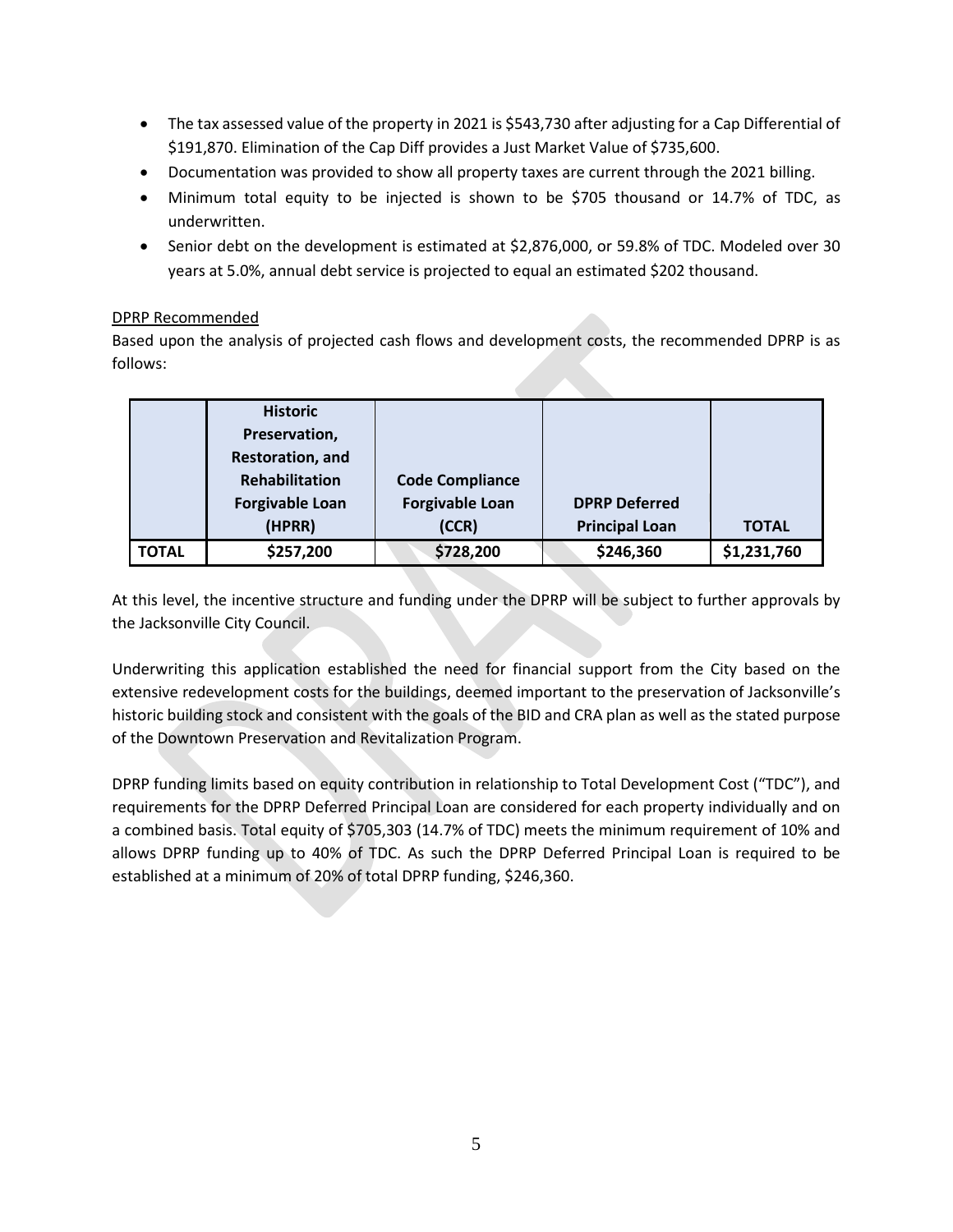- The tax assessed value of the property in 2021 is $543,730 after adjusting for a Cap Differential of $191,870. Elimination of the Cap Diff provides a Just Market Value of $735,600.
- Documentation was provided to show all property taxes are current through the 2021 billing.
- Minimum total equity to be injected is shown to be $705 thousand or 14.7% of TDC, as underwritten.
- Senior debt on the development is estimated at $2,876,000, or 59.8% of TDC. Modeled over 30 years at 5.0%, annual debt service is projected to equal an estimated $202 thousand.

DPRP Recommended

Based upon the analysis of projected cash flows and development costs, the recommended DPRP is as follows:

| | Historic Preservation, Restoration, and Rehabilitation Forgivable Loan (HPRR) | Code Compliance Forgivable Loan (CCR) | DPRP Deferred Principal Loan | TOTAL |
|---|---|---|---|---|
| **TOTAL** | **$257,200** | **$728,200** | **$246,360** | **$1,231,760** |

At this level, the incentive structure and funding under the DPRP will be subject to further approvals by the Jacksonville City Council.

Underwriting this application established the need for financial support from the City based on the extensive redevelopment costs for the buildings, deemed important to the preservation of Jacksonville's historic building stock and consistent with the goals of the BID and CRA plan as well as the stated purpose of the Downtown Preservation and Revitalization Program.

DPRP funding limits based on equity contribution in relationship to Total Development Cost ("TDC"), and requirements for the DPRP Deferred Principal Loan are considered for each property individually and on a combined basis. Total equity of $705,303 (14.7% of TDC) meets the minimum requirement of 10% and allows DPRP funding up to 40% of TDC. As such the DPRP Deferred Principal Loan is required to be established at a minimum of 20% of total DPRP funding, $246,360.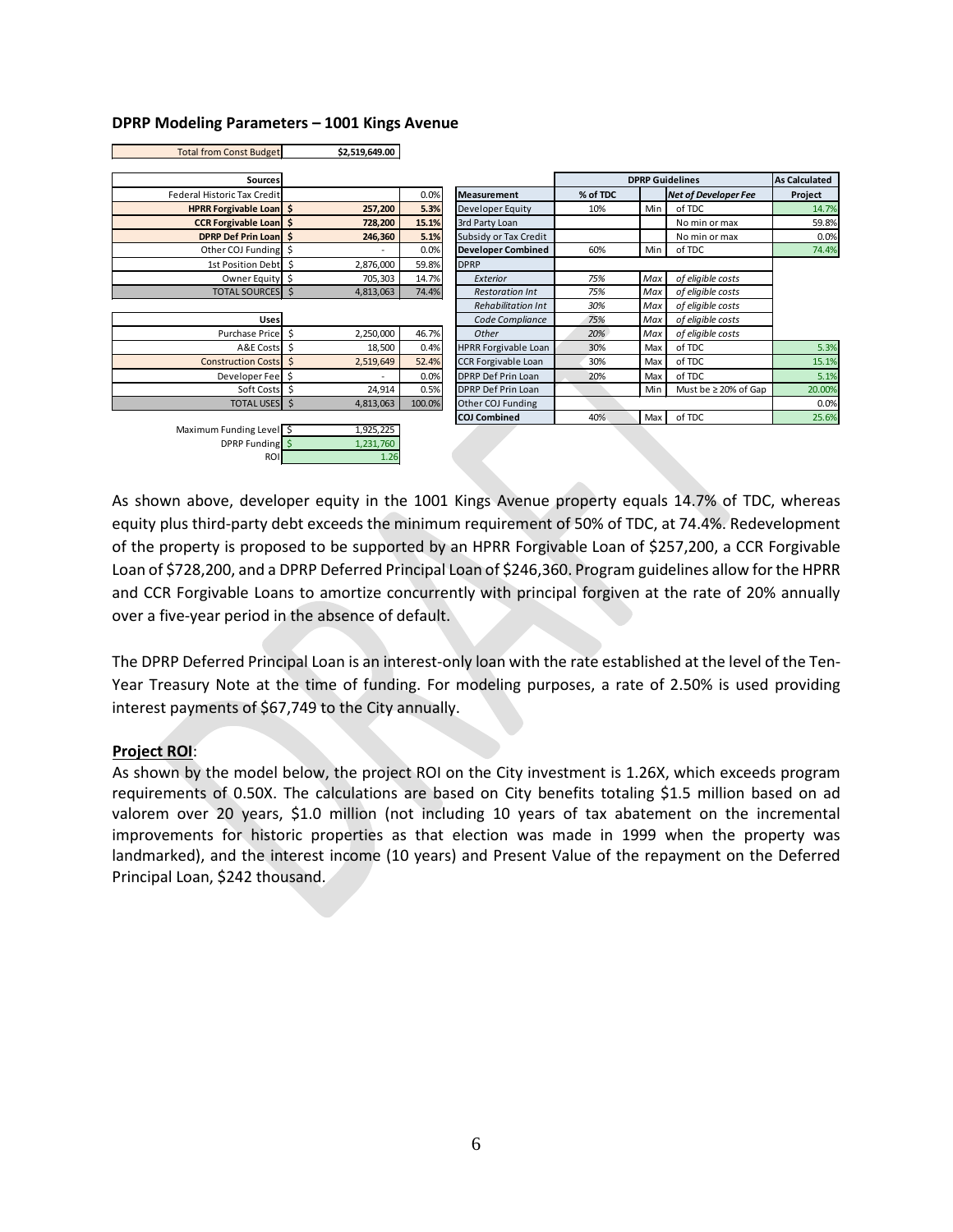**DPRP Modeling Parameters – 1001 Kings Avenue**

| Total from Const Budget | $2,519,649.00 |
|---|---|

| Sources | | |
|---|---|---|
| Federal Historic Tax Credit | | 0.0% |
| **HPRR Forgivable Loan** | **$ 257,200** | **5.3%** |
| **CCR Forgivable Loan** | **$ 728,200** | **15.1%** |
| **DPRP Def Prin Loan** | **$ 246,360** | **5.1%** |
| Other COJ Funding | $ - | 0.0% |
| 1st Position Debt | $ 2,876,000 | 59.8% |
| Owner Equity | $ 705,303 | 14.7% |
| TOTAL SOURCES | $ 4,813,063 | 74.4% |

| Uses | | |
|---|---|---|
| Purchase Price | $ 2,250,000 | 46.7% |
| A&E Costs | $ 18,500 | 0.4% |
| Construction Costs | $ 2,519,649 | 52.4% |
| Developer Fee | $ - | 0.0% |
| Soft Costs | $ 24,914 | 0.5% |
| TOTAL USES | $ 4,813,063 | 100.0% |

| | |
|---|---|
| Maximum Funding Level | $ 1,925,225 |
| DPRP Funding | $ 1,231,760 |
| ROI | 1.26 |

| | DPRP Guidelines | | | As Calculated |
|---|---|---|---|---|
| **Measurement** | **% of TDC** | | ***Net of Developer Fee*** | **Project** |
| Developer Equity | 10% | Min | of TDC | 14.7% |
| 3rd Party Loan | | | No min or max | 59.8% |
| Subsidy or Tax Credit | | | No min or max | 0.0% |
| **Developer Combined** | 60% | Min | of TDC | 74.4% |
| DPRP | | | | |
| *Exterior* | *75%* | *Max* | *of eligible costs* | |
| *Restoration Int* | *75%* | *Max* | *of eligible costs* | |
| *Rehabilitation Int* | *30%* | *Max* | *of eligible costs* | |
| *Code Compliance* | *75%* | *Max* | *of eligible costs* | |
| *Other* | *20%* | *Max* | *of eligible costs* | |
| HPRR Forgivable Loan | 30% | Max | of TDC | 5.3% |
| CCR Forgivable Loan | 30% | Max | of TDC | 15.1% |
| DPRP Def Prin Loan | 20% | Max | of TDC | 5.1% |
| DPRP Def Prin Loan | | Min | Must be ≥ 20% of Gap | 20.00% |
| Other COJ Funding | | | | 0.0% |
| **COJ Combined** | 40% | Max | of TDC | 25.6% |

As shown above, developer equity in the 1001 Kings Avenue property equals 14.7% of TDC, whereas equity plus third-party debt exceeds the minimum requirement of 50% of TDC, at 74.4%. Redevelopment of the property is proposed to be supported by an HPRR Forgivable Loan of $257,200, a CCR Forgivable Loan of $728,200, and a DPRP Deferred Principal Loan of $246,360. Program guidelines allow for the HPRR and CCR Forgivable Loans to amortize concurrently with principal forgiven at the rate of 20% annually over a five-year period in the absence of default.

The DPRP Deferred Principal Loan is an interest-only loan with the rate established at the level of the Ten-Year Treasury Note at the time of funding. For modeling purposes, a rate of 2.50% is used providing interest payments of $67,749 to the City annually.

**Project ROI**:

As shown by the model below, the project ROI on the City investment is 1.26X, which exceeds program requirements of 0.50X. The calculations are based on City benefits totaling $1.5 million based on ad valorem over 20 years, $1.0 million (not including 10 years of tax abatement on the incremental improvements for historic properties as that election was made in 1999 when the property was landmarked), and the interest income (10 years) and Present Value of the repayment on the Deferred Principal Loan, $242 thousand.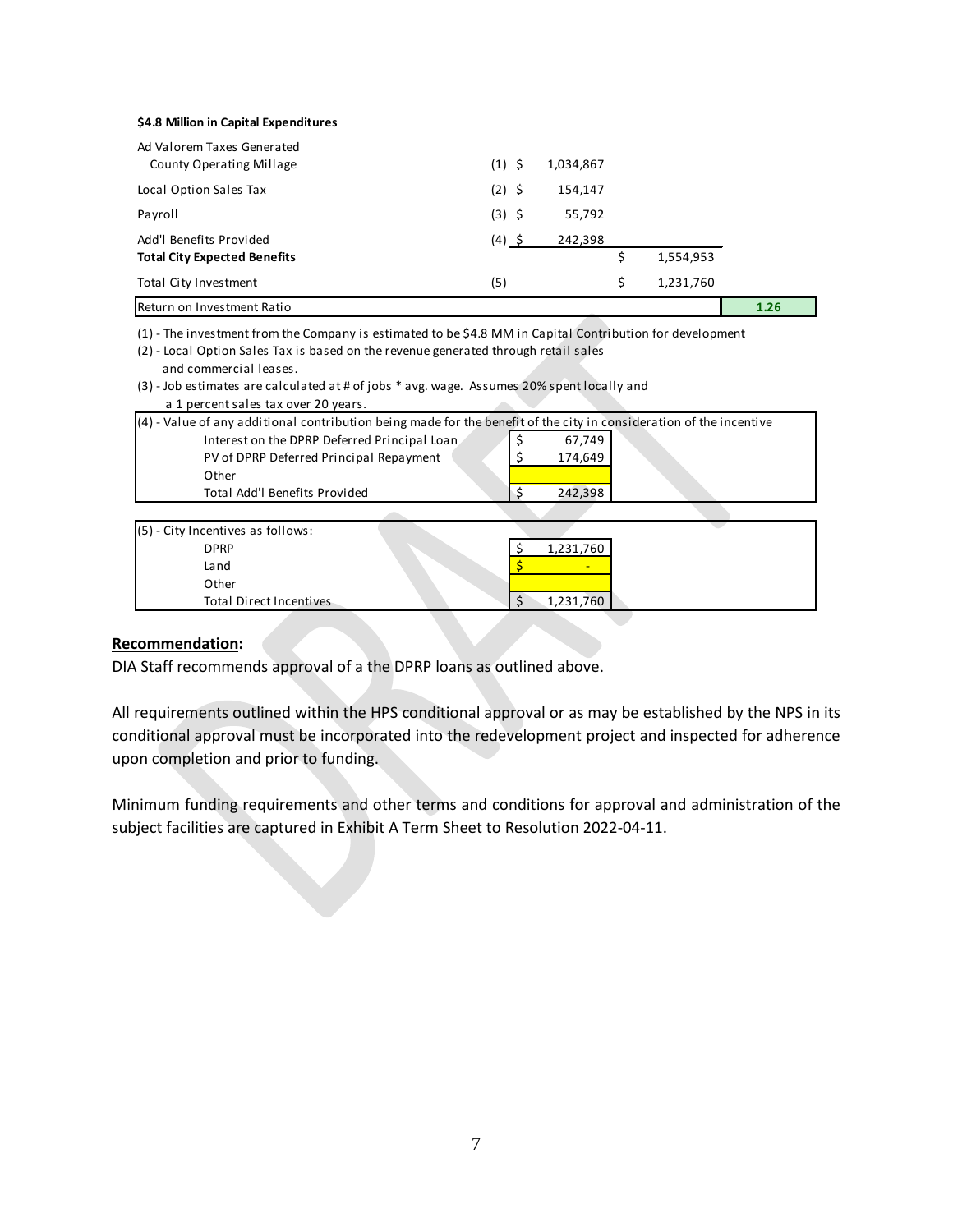**$4.8 Million in Capital Expenditures**

| | | | |
|---|---|---|---|
| Ad Valorem Taxes Generated<br>County Operating Millage | (1) $ 1,034,867 | | |
| Local Option Sales Tax | (2) $ 154,147 | | |
| Payroll | (3) $ 55,792 | | |
| Add'l Benefits Provided | (4) $ 242,398 | | |
| **Total City Expected Benefits** | | $ 1,554,953 | |
| Total City Investment | (5) | $ 1,231,760 | |
| Return on Investment Ratio | | | **1.26** |

(1) - The investment from the Company is estimated to be $4.8 MM in Capital Contribution for development

(2) - Local Option Sales Tax is based on the revenue generated through retail sales and commercial leases.

(3) - Job estimates are calculated at # of jobs * avg. wage. Assumes 20% spent locally and a 1 percent sales tax over 20 years.

(4) - Value of any additional contribution being made for the benefit of the city in consideration of the incentive

| | |
|---|---|
| Interest on the DPRP Deferred Principal Loan | $ 67,749 |
| PV of DPRP Deferred Principal Repayment | $ 174,649 |
| Other | |
| Total Add'l Benefits Provided | $ 242,398 |

(5) - City Incentives as follows:

| | |
|---|---|
| DPRP | $ 1,231,760 |
| Land | $ - |
| Other | |
| Total Direct Incentives | $ 1,231,760 |

**<u>Recommendation</u>:**

DIA Staff recommends approval of a the DPRP loans as outlined above.

All requirements outlined within the HPS conditional approval or as may be established by the NPS in its conditional approval must be incorporated into the redevelopment project and inspected for adherence upon completion and prior to funding.

Minimum funding requirements and other terms and conditions for approval and administration of the subject facilities are captured in Exhibit A Term Sheet to Resolution 2022-04-11.